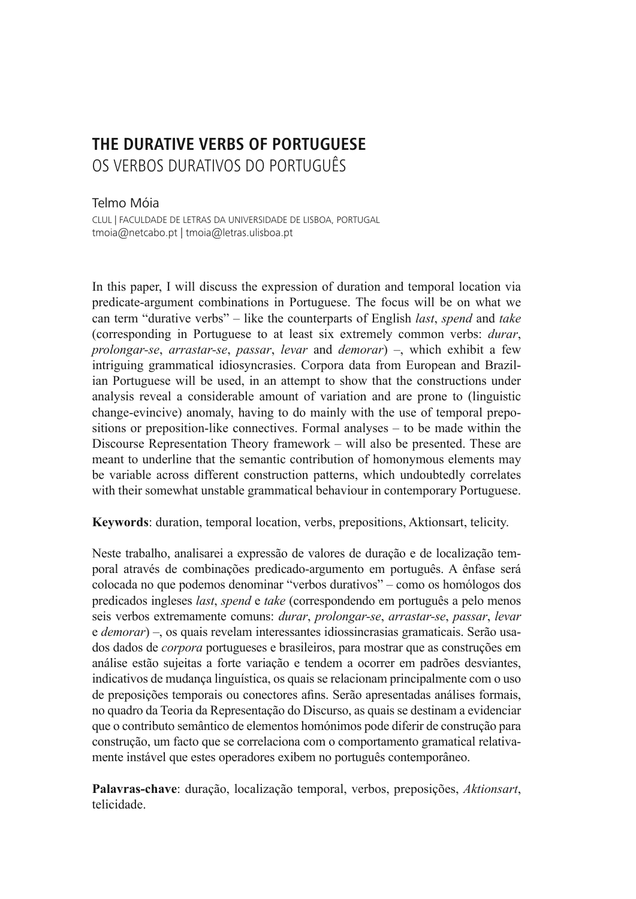# THE DURATIVE VERBS OF PORTUGUESE
## OS VERBOS DURATIVOS DO PORTUGUÊS

Telmo Móia

CLUL | FACULDADE DE LETRAS DA UNIVERSIDADE DE LISBOA, PORTUGAL
tmoia@netcabo.pt | tmoia@letras.ulisboa.pt

In this paper, I will discuss the expression of duration and temporal location via predicate-argument combinations in Portuguese. The focus will be on what we can term "durative verbs" – like the counterparts of English *last*, *spend* and *take* (corresponding in Portuguese to at least six extremely common verbs: *durar*, *prolongar-se*, *arrastar-se*, *passar*, *levar* and *demorar*) –, which exhibit a few intriguing grammatical idiosyncrasies. Corpora data from European and Brazilian Portuguese will be used, in an attempt to show that the constructions under analysis reveal a considerable amount of variation and are prone to (linguistic change-evincive) anomaly, having to do mainly with the use of temporal prepositions or preposition-like connectives. Formal analyses – to be made within the Discourse Representation Theory framework – will also be presented. These are meant to underline that the semantic contribution of homonymous elements may be variable across different construction patterns, which undoubtedly correlates with their somewhat unstable grammatical behaviour in contemporary Portuguese.

**Keywords**: duration, temporal location, verbs, prepositions, Aktionsart, telicity.

Neste trabalho, analisarei a expressão de valores de duração e de localização temporal através de combinações predicado-argumento em português. A ênfase será colocada no que podemos denominar "verbos durativos" – como os homólogos dos predicados ingleses *last*, *spend* e *take* (correspondendo em português a pelo menos seis verbos extremamente comuns: *durar*, *prolongar-se*, *arrastar-se*, *passar*, *levar* e *demorar*) –, os quais revelam interessantes idiossincrasias gramaticais. Serão usados dados de *corpora* portugueses e brasileiros, para mostrar que as construções em análise estão sujeitas a forte variação e tendem a ocorrer em padrões desviantes, indicativos de mudança linguística, os quais se relacionam principalmente com o uso de preposições temporais ou conectores afins. Serão apresentadas análises formais, no quadro da Teoria da Representação do Discurso, as quais se destinam a evidenciar que o contributo semântico de elementos homónimos pode diferir de construção para construção, um facto que se correlaciona com o comportamento gramatical relativamente instável que estes operadores exibem no português contemporâneo.

**Palavras-chave**: duração, localização temporal, verbos, preposições, *Aktionsart*, telicidade.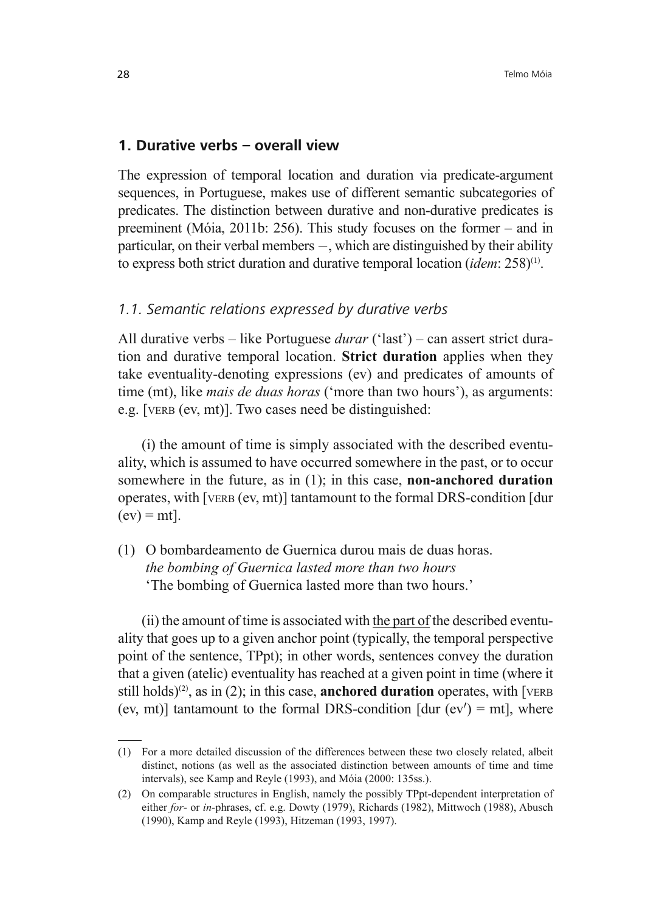## 1. Durative verbs – overall view

The expression of temporal location and duration via predicate-argument sequences, in Portuguese, makes use of different semantic subcategories of predicates. The distinction between durative and non-durative predicates is preeminent (Móia, 2011b: 256). This study focuses on the former – and in particular, on their verbal members –, which are distinguished by their ability to express both strict duration and durative temporal location (*idem*: 258)[1].

### *1.1. Semantic relations expressed by durative verbs*

All durative verbs – like Portuguese *durar* ('last') – can assert strict duration and durative temporal location. **Strict duration** applies when they take eventuality-denoting expressions (ev) and predicates of amounts of time (mt), like *mais de duas horas* ('more than two hours'), as arguments: e.g. [VERB (ev, mt)]. Two cases need be distinguished:

(i) the amount of time is simply associated with the described eventuality, which is assumed to have occurred somewhere in the past, or to occur somewhere in the future, as in (1); in this case, **non-anchored duration** operates, with [VERB (ev, mt)] tantamount to the formal DRS-condition [dur (ev) = mt].

(1) O bombardeamento de Guernica durou mais de duas horas.
*the bombing of Guernica lasted more than two hours*
'The bombing of Guernica lasted more than two hours.'

(ii) the amount of time is associated with <u>the part of</u> the described eventuality that goes up to a given anchor point (typically, the temporal perspective point of the sentence, TPpt); in other words, sentences convey the duration that a given (atelic) eventuality has reached at a given point in time (where it still holds)[2], as in (2); in this case, **anchored duration** operates, with [VERB (ev, mt)] tantamount to the formal DRS-condition [dur (ev′) = mt], where

---

(1) For a more detailed discussion of the differences between these two closely related, albeit distinct, notions (as well as the associated distinction between amounts of time and time intervals), see Kamp and Reyle (1993), and Móia (2000: 135ss.).

(2) On comparable structures in English, namely the possibly TPpt-dependent interpretation of either *for*- or *in*-phrases, cf. e.g. Dowty (1979), Richards (1982), Mittwoch (1988), Abusch (1990), Kamp and Reyle (1993), Hitzeman (1993, 1997).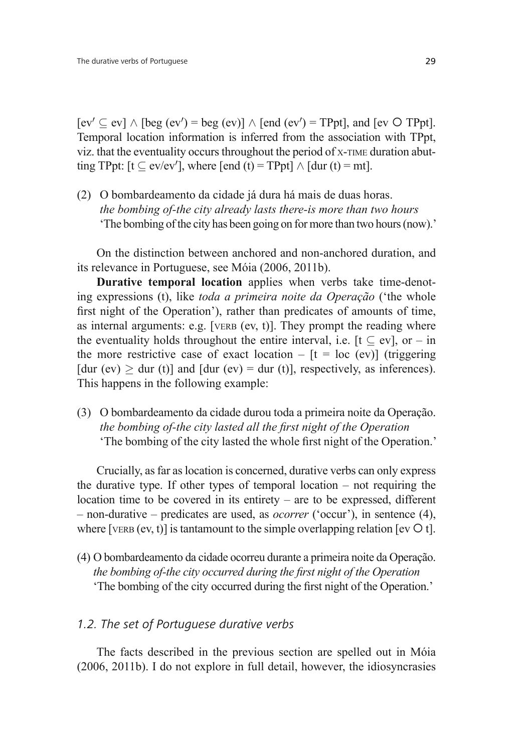$[ev' \subseteq ev] \wedge [beg(ev') = beg(ev)] \wedge [end(ev') = TPpt]$, and $[ev \bigcirc TPpt]$. Temporal location information is inferred from the association with TPpt, viz. that the eventuality occurs throughout the period of X-TIME duration abutting TPpt: $[t \subseteq ev/ev']$, where $[end(t) = TPpt] \wedge [dur(t) = mt]$.

(2) O bombardeamento da cidade já dura há mais de duas horas.
*the bombing of-the city already lasts there-is more than two hours*
'The bombing of the city has been going on for more than two hours (now).'

On the distinction between anchored and non-anchored duration, and its relevance in Portuguese, see Móia (2006, 2011b).

**Durative temporal location** applies when verbs take time-denoting expressions (t), like *toda a primeira noite da Operação* ('the whole first night of the Operation'), rather than predicates of amounts of time, as internal arguments: e.g. [VERB (ev, t)]. They prompt the reading where the eventuality holds throughout the entire interval, i.e. $[t \subseteq ev]$, or – in the more restrictive case of exact location – $[t = loc(ev)]$ (triggering $[dur(ev) \geq dur(t)]$ and $[dur(ev) = dur(t)]$, respectively, as inferences). This happens in the following example:

(3) O bombardeamento da cidade durou toda a primeira noite da Operação.
*the bombing of-the city lasted all the first night of the Operation*
'The bombing of the city lasted the whole first night of the Operation.'

Crucially, as far as location is concerned, durative verbs can only express the durative type. If other types of temporal location – not requiring the location time to be covered in its entirety – are to be expressed, different – non-durative – predicates are used, as *ocorrer* ('occur'), in sentence (4), where [VERB (ev, t)] is tantamount to the simple overlapping relation $[ev \bigcirc t]$.

(4) O bombardeamento da cidade ocorreu durante a primeira noite da Operação.
*the bombing of-the city occurred during the first night of the Operation*
'The bombing of the city occurred during the first night of the Operation.'

### *1.2. The set of Portuguese durative verbs*

The facts described in the previous section are spelled out in Móia (2006, 2011b). I do not explore in full detail, however, the idiosyncrasies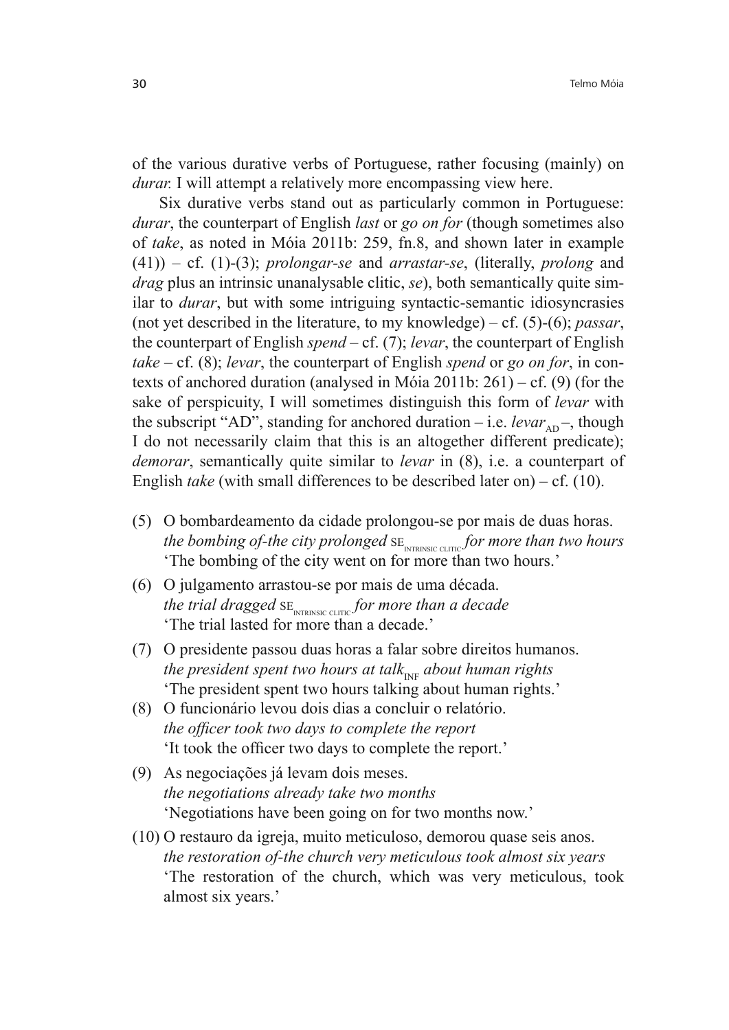of the various durative verbs of Portuguese, rather focusing (mainly) on *durar.* I will attempt a relatively more encompassing view here.

Six durative verbs stand out as particularly common in Portuguese: *durar*, the counterpart of English *last* or *go on for* (though sometimes also of *take*, as noted in Móia 2011b: 259, fn.8, and shown later in example (41)) – cf. (1)-(3); *prolongar-se* and *arrastar-se*, (literally, *prolong* and *drag* plus an intrinsic unanalysable clitic, *se*), both semantically quite similar to *durar*, but with some intriguing syntactic-semantic idiosyncrasies (not yet described in the literature, to my knowledge) – cf. (5)-(6); *passar*, the counterpart of English *spend* – cf. (7); *levar*, the counterpart of English *take* – cf. (8); *levar*, the counterpart of English *spend* or *go on for*, in contexts of anchored duration (analysed in Móia 2011b: 261) – cf. (9) (for the sake of perspicuity, I will sometimes distinguish this form of *levar* with the subscript "AD", standing for anchored duration – i.e. $levar_{AD}$ –, though I do not necessarily claim that this is an altogether different predicate); *demorar*, semantically quite similar to *levar* in (8), i.e. a counterpart of English *take* (with small differences to be described later on) – cf. (10).

(5) O bombardeamento da cidade prolongou-se por mais de duas horas.
*the bombing of-the city prolonged* $SE_{INTRINSIC\ CLITIC}$ *for more than two hours*
'The bombing of the city went on for more than two hours.'

(6) O julgamento arrastou-se por mais de uma década.
*the trial dragged* $SE_{INTRINSIC\ CLITIC}$ *for more than a decade*
'The trial lasted for more than a decade.'

(7) O presidente passou duas horas a falar sobre direitos humanos.
*the president spent two hours at* $talk_{INF}$ *about human rights*
'The president spent two hours talking about human rights.'

(8) O funcionário levou dois dias a concluir o relatório.
*the officer took two days to complete the report*
'It took the officer two days to complete the report.'

(9) As negociações já levam dois meses.
*the negotiations already take two months*
'Negotiations have been going on for two months now.'

(10) O restauro da igreja, muito meticuloso, demorou quase seis anos.
*the restoration of-the church very meticulous took almost six years*
'The restoration of the church, which was very meticulous, took almost six years.'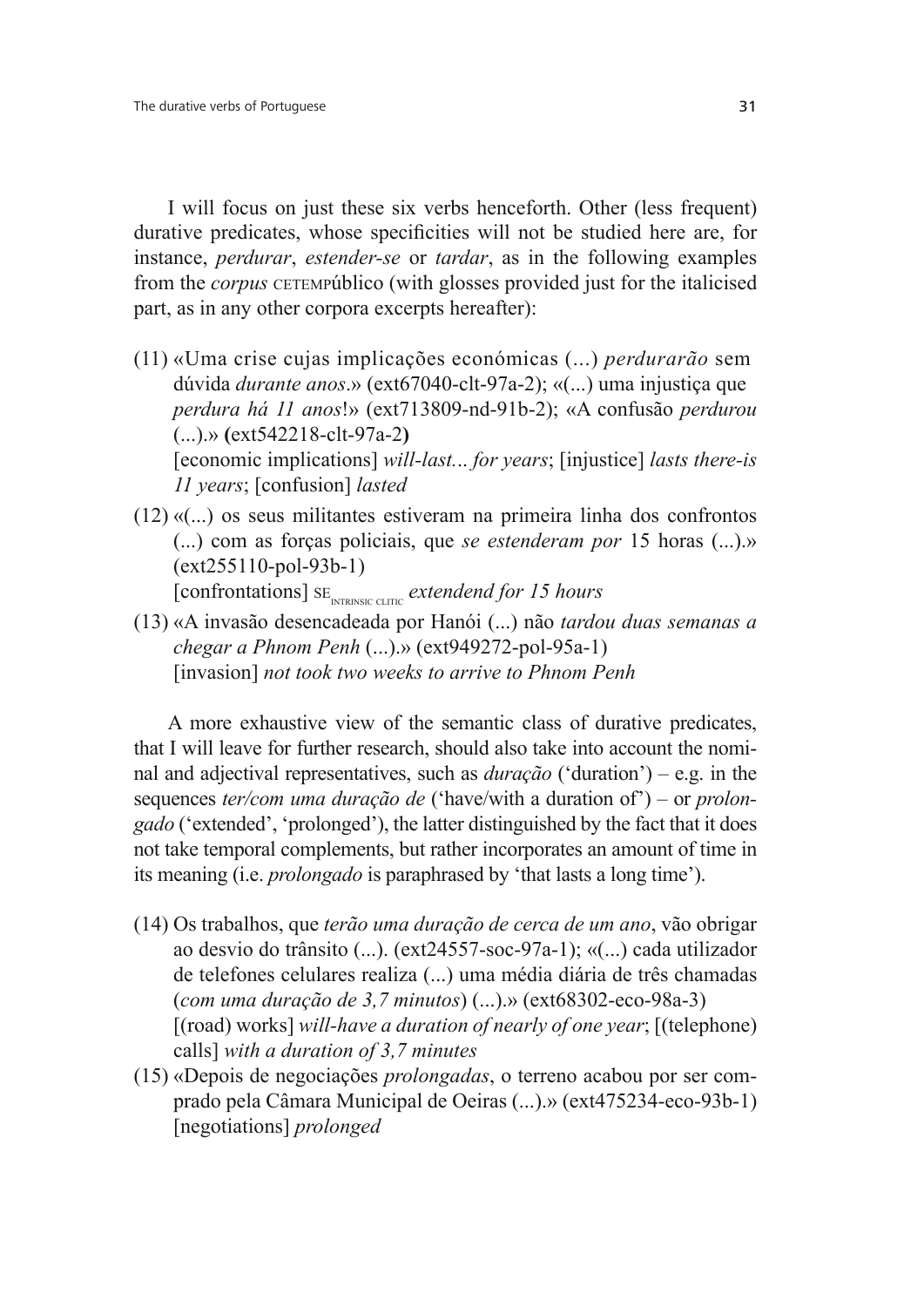I will focus on just these six verbs henceforth. Other (less frequent) durative predicates, whose specificities will not be studied here are, for instance, *perdurar*, *estender-se* or *tardar*, as in the following examples from the *corpus* CETEMPúblico (with glosses provided just for the italicised part, as in any other corpora excerpts hereafter):

(11) «Uma crise cujas implicações económicas (...) *perdurarão* sem dúvida *durante anos*.» (ext67040-clt-97a-2); «(...) uma injustiça que *perdura há 11 anos*!» (ext713809-nd-91b-2); «A confusão *perdurou* (...).» (ext542218-clt-97a-2)
[economic implications] *will-last... for years*; [injustice] *lasts there-is 11 years*; [confusion] *lasted*

(12) «(...) os seus militantes estiveram na primeira linha dos confrontos (...) com as forças policiais, que *se estenderam por* 15 horas (...).» (ext255110-pol-93b-1)
[confrontations] SE$_{\text{INTRINSIC CLITIC}}$ *extendend for 15 hours*

(13) «A invasão desencadeada por Hanói (...) não *tardou duas semanas a chegar a Phnom Penh* (...).» (ext949272-pol-95a-1)
[invasion] *not took two weeks to arrive to Phnom Penh*

A more exhaustive view of the semantic class of durative predicates, that I will leave for further research, should also take into account the nominal and adjectival representatives, such as *duração* ('duration') – e.g. in the sequences *ter/com uma duração de* ('have/with a duration of') – or *prolongado* ('extended', 'prolonged'), the latter distinguished by the fact that it does not take temporal complements, but rather incorporates an amount of time in its meaning (i.e. *prolongado* is paraphrased by 'that lasts a long time').

(14) Os trabalhos, que *terão uma duração de cerca de um ano*, vão obrigar ao desvio do trânsito (...). (ext24557-soc-97a-1); «(...) cada utilizador de telefones celulares realiza (...) uma média diária de três chamadas (*com uma duração de 3,7 minutos*) (...).» (ext68302-eco-98a-3)
[(road) works] *will-have a duration of nearly of one year*; [(telephone) calls] *with a duration of 3,7 minutes*

(15) «Depois de negociações *prolongadas*, o terreno acabou por ser comprado pela Câmara Municipal de Oeiras (...).» (ext475234-eco-93b-1)
[negotiations] *prolonged*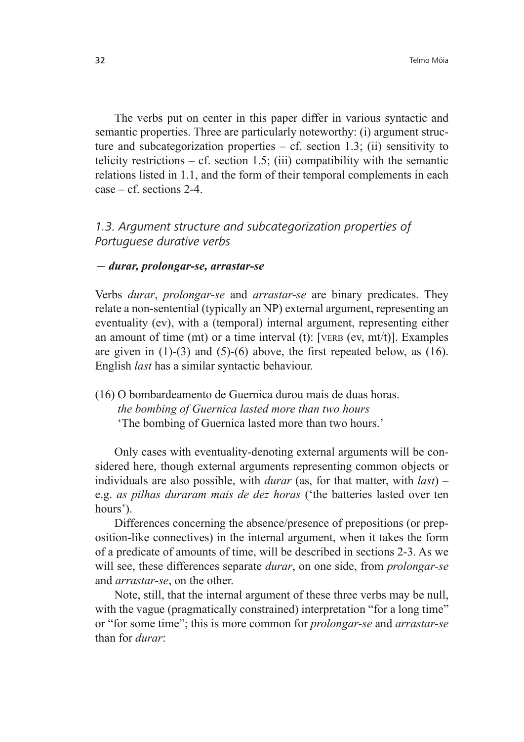The verbs put on center in this paper differ in various syntactic and semantic properties. Three are particularly noteworthy: (i) argument structure and subcategorization properties – cf. section 1.3; (ii) sensitivity to telicity restrictions – cf. section 1.5; (iii) compatibility with the semantic relations listed in 1.1, and the form of their temporal complements in each case – cf. sections 2-4.

### *1.3. Argument structure and subcategorization properties of Portuguese durative verbs*

***— durar, prolongar-se, arrastar-se***

Verbs *durar*, *prolongar-se* and *arrastar-se* are binary predicates. They relate a non-sentential (typically an NP) external argument, representing an eventuality (ev), with a (temporal) internal argument, representing either an amount of time (mt) or a time interval (t): [VERB (ev, mt/t)]. Examples are given in (1)-(3) and (5)-(6) above, the first repeated below, as (16). English *last* has a similar syntactic behaviour.

(16) O bombardeamento de Guernica durou mais de duas horas.
*the bombing of Guernica lasted more than two hours*
'The bombing of Guernica lasted more than two hours.'

Only cases with eventuality-denoting external arguments will be considered here, though external arguments representing common objects or individuals are also possible, with *durar* (as, for that matter, with *last*) – e.g. *as pilhas duraram mais de dez horas* ('the batteries lasted over ten hours').

Differences concerning the absence/presence of prepositions (or preposition-like connectives) in the internal argument, when it takes the form of a predicate of amounts of time, will be described in sections 2-3. As we will see, these differences separate *durar*, on one side, from *prolongar-se* and *arrastar-se*, on the other.

Note, still, that the internal argument of these three verbs may be null, with the vague (pragmatically constrained) interpretation "for a long time" or "for some time"; this is more common for *prolongar-se* and *arrastar-se* than for *durar*: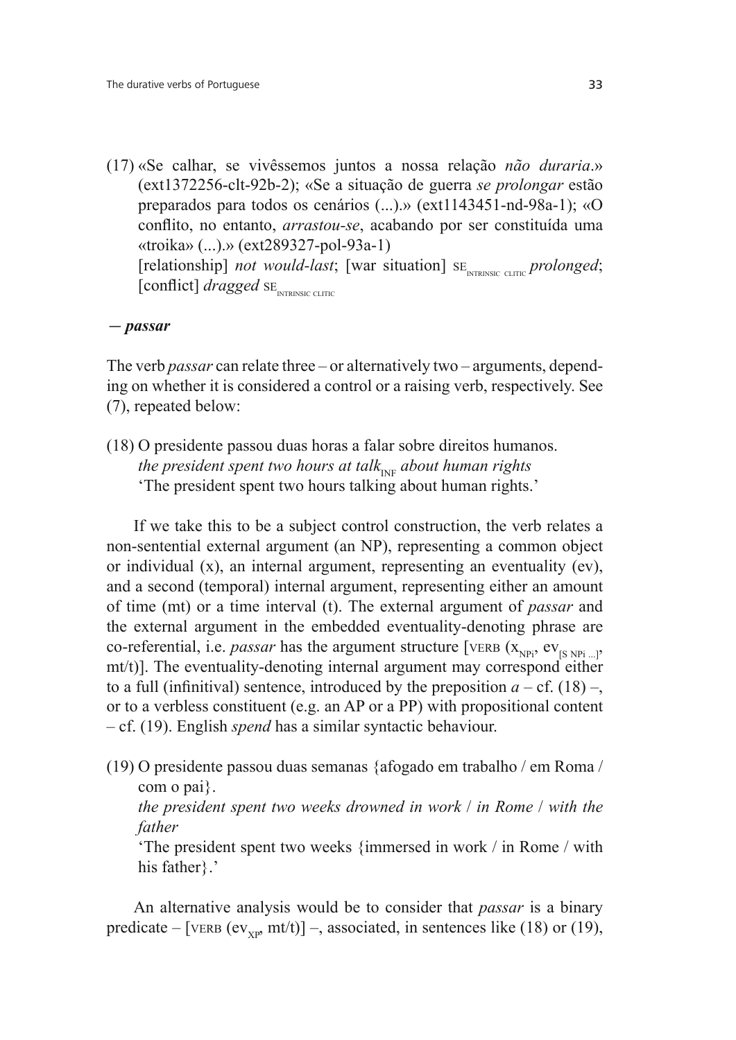(17) «Se calhar, se vivêssemos juntos a nossa relação *não duraria*.» (ext1372256-clt-92b-2); «Se a situação de guerra *se prolongar* estão preparados para todos os cenários (...).» (ext1143451-nd-98a-1); «O conflito, no entanto, *arrastou-se*, acabando por ser constituída uma «troika» (...).» (ext289327-pol-93a-1)
[relationship] *not would-last*; [war situation] $\text{SE}_{\text{INTRINSIC CLITIC}}$ *prolonged*; [conflict] *dragged* $\text{SE}_{\text{INTRINSIC CLITIC}}$

**— *passar***

The verb *passar* can relate three – or alternatively two – arguments, depending on whether it is considered a control or a raising verb, respectively. See (7), repeated below:

(18) O presidente passou duas horas a falar sobre direitos humanos.
*the president spent two hours at talk*$_{\text{INF}}$ *about human rights*
'The president spent two hours talking about human rights.'

If we take this to be a subject control construction, the verb relates a non-sentential external argument (an NP), representing a common object or individual (x), an internal argument, representing an eventuality (ev), and a second (temporal) internal argument, representing either an amount of time (mt) or a time interval (t). The external argument of *passar* and the external argument in the embedded eventuality-denoting phrase are co-referential, i.e. *passar* has the argument structure [VERB ($x_{NPi}$, $ev_{[S\ NPi\ ...]}$, mt/t)]. The eventuality-denoting internal argument may correspond either to a full (infinitival) sentence, introduced by the preposition *a* – cf. (18) –, or to a verbless constituent (e.g. an AP or a PP) with propositional content – cf. (19). English *spend* has a similar syntactic behaviour.

(19) O presidente passou duas semanas {afogado em trabalho / em Roma / com o pai}.
*the president spent two weeks drowned in work* / *in Rome* / *with the father*
'The president spent two weeks {immersed in work / in Rome / with his father}.'

An alternative analysis would be to consider that *passar* is a binary predicate – [VERB ($ev_{XP}$, mt/t)] –, associated, in sentences like (18) or (19),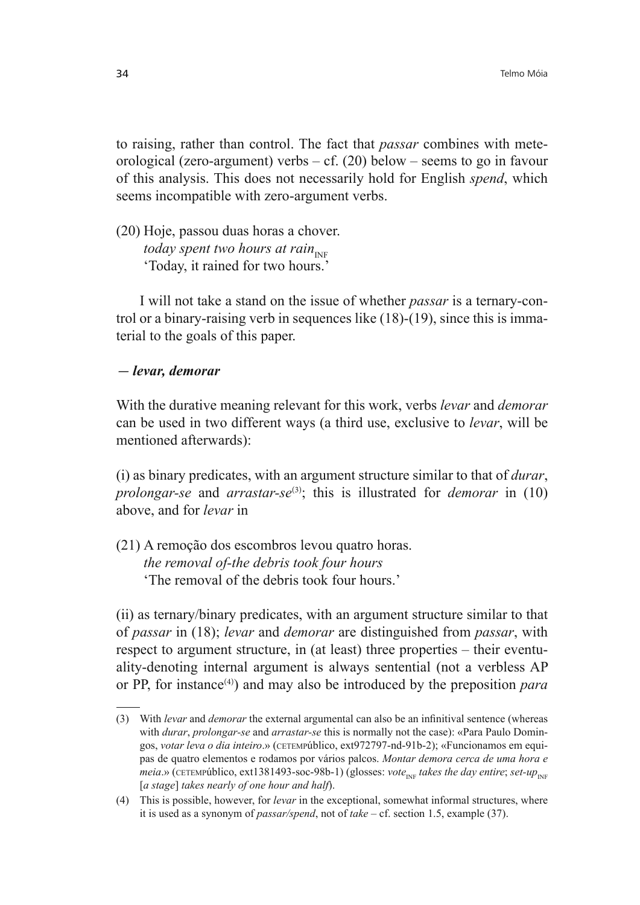to raising, rather than control. The fact that *passar* combines with meteorological (zero-argument) verbs – cf. (20) below – seems to go in favour of this analysis. This does not necessarily hold for English *spend*, which seems incompatible with zero-argument verbs.

(20) Hoje, passou duas horas a chover.
*today spent two hours at rain*$_{\text{INF}}$
'Today, it rained for two hours.'

I will not take a stand on the issue of whether *passar* is a ternary-control or a binary-raising verb in sequences like (18)-(19), since this is immaterial to the goals of this paper.

***— levar, demorar***

With the durative meaning relevant for this work, verbs *levar* and *demorar* can be used in two different ways (a third use, exclusive to *levar*, will be mentioned afterwards):

(i) as binary predicates, with an argument structure similar to that of *durar*, *prolongar-se* and *arrastar-se*[(3)]; this is illustrated for *demorar* in (10) above, and for *levar* in

(21) A remoção dos escombros levou quatro horas.
*the removal of-the debris took four hours*
'The removal of the debris took four hours.'

(ii) as ternary/binary predicates, with an argument structure similar to that of *passar* in (18); *levar* and *demorar* are distinguished from *passar*, with respect to argument structure, in (at least) three properties – their eventuality-denoting internal argument is always sentential (not a verbless AP or PP, for instance[(4)]) and may also be introduced by the preposition *para*

---

(3) With *levar* and *demorar* the external argumental can also be an infinitival sentence (whereas with *durar*, *prolongar-se* and *arrastar-se* this is normally not the case): «Para Paulo Domingos, *votar leva o dia inteiro*.» (CETEMPúblico, ext972797-nd-91b-2); «Funcionamos em equipas de quatro elementos e rodamos por vários palcos. *Montar demora cerca de uma hora e meia*.» (CETEMPúblico, ext1381493-soc-98b-1) (glosses: *vote*$_{\text{INF}}$ *takes the day entire*; *set-up*$_{\text{INF}}$ [*a stage*] *takes nearly of one hour and half*).

(4) This is possible, however, for *levar* in the exceptional, somewhat informal structures, where it is used as a synonym of *passar/spend*, not of *take* – cf. section 1.5, example (37).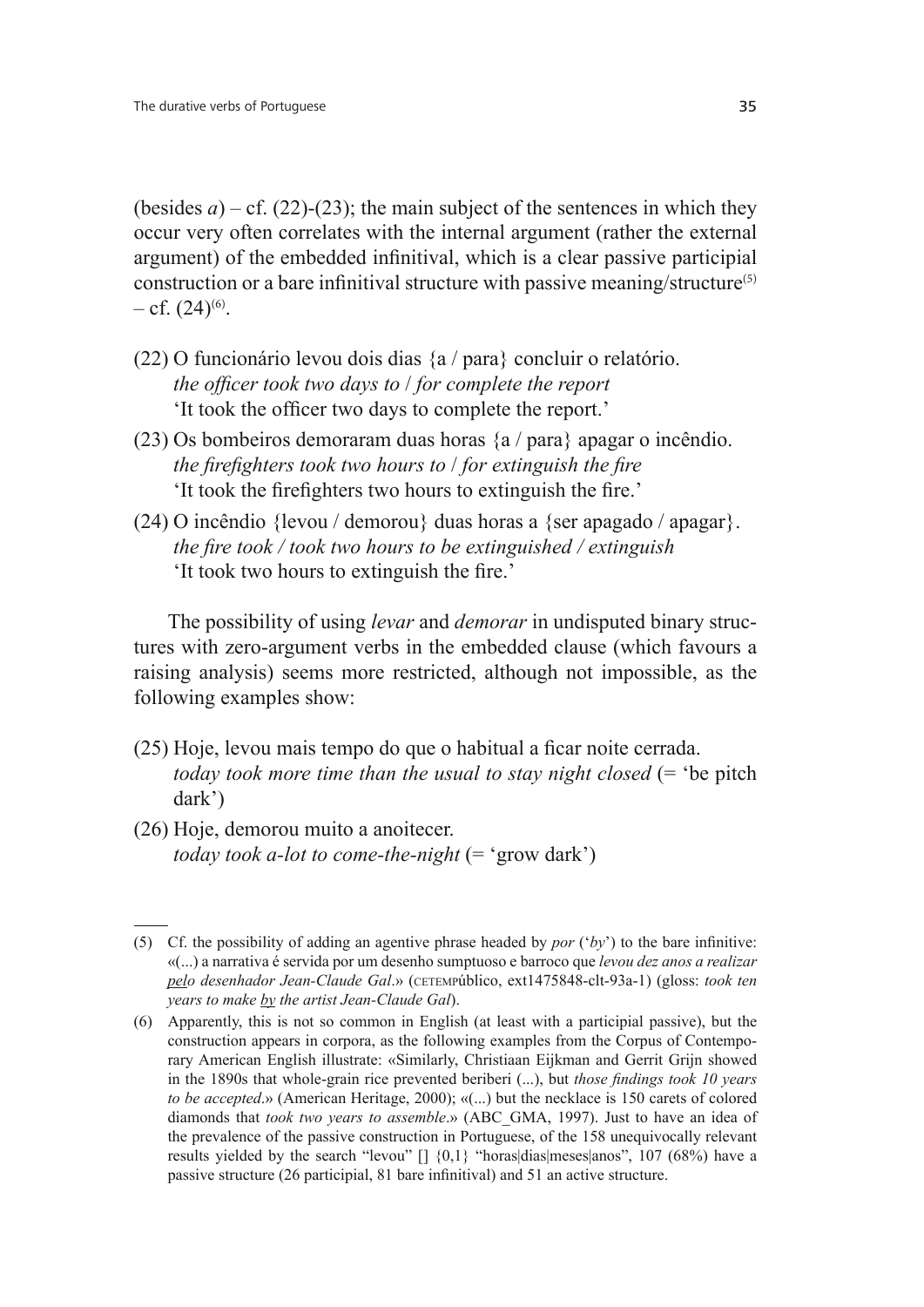(besides *a*) – cf. (22)-(23); the main subject of the sentences in which they occur very often correlates with the internal argument (rather the external argument) of the embedded infinitival, which is a clear passive participial construction or a bare infinitival structure with passive meaning/structure[5] – cf. (24)[6].

(22) O funcionário levou dois dias {a / para} concluir o relatório.
*the officer took two days to / for complete the report*
'It took the officer two days to complete the report.'

(23) Os bombeiros demoraram duas horas {a / para} apagar o incêndio.
*the firefighters took two hours to / for extinguish the fire*
'It took the firefighters two hours to extinguish the fire.'

(24) O incêndio {levou / demorou} duas horas a {ser apagado / apagar}.
*the fire took / took two hours to be extinguished / extinguish*
'It took two hours to extinguish the fire.'

The possibility of using *levar* and *demorar* in undisputed binary structures with zero-argument verbs in the embedded clause (which favours a raising analysis) seems more restricted, although not impossible, as the following examples show:

(25) Hoje, levou mais tempo do que o habitual a ficar noite cerrada.
*today took more time than the usual to stay night closed* (= 'be pitch dark')

(26) Hoje, demorou muito a anoitecer.
*today took a-lot to come-the-night* (= 'grow dark')

---

(5) Cf. the possibility of adding an agentive phrase headed by *por* ('*by*') to the bare infinitive: «(...) a narrativa é servida por um desenho sumptuoso e barroco que *levou dez anos a realizar pelo desenhador Jean-Claude Gal*.» (CETEMPúblico, ext1475848-clt-93a-1) (gloss: *took ten years to make by the artist Jean-Claude Gal*).

(6) Apparently, this is not so common in English (at least with a participial passive), but the construction appears in corpora, as the following examples from the Corpus of Contemporary American English illustrate: «Similarly, Christiaan Eijkman and Gerrit Grijn showed in the 1890s that whole-grain rice prevented beriberi (...), but *those findings took 10 years to be accepted*.» (American Heritage, 2000); «(...) but the necklace is 150 carets of colored diamonds that *took two years to assemble*.» (ABC_GMA, 1997). Just to have an idea of the prevalence of the passive construction in Portuguese, of the 158 unequivocally relevant results yielded by the search "levou" [] {0,1} "horas|dias|meses|anos", 107 (68%) have a passive structure (26 participial, 81 bare infinitival) and 51 an active structure.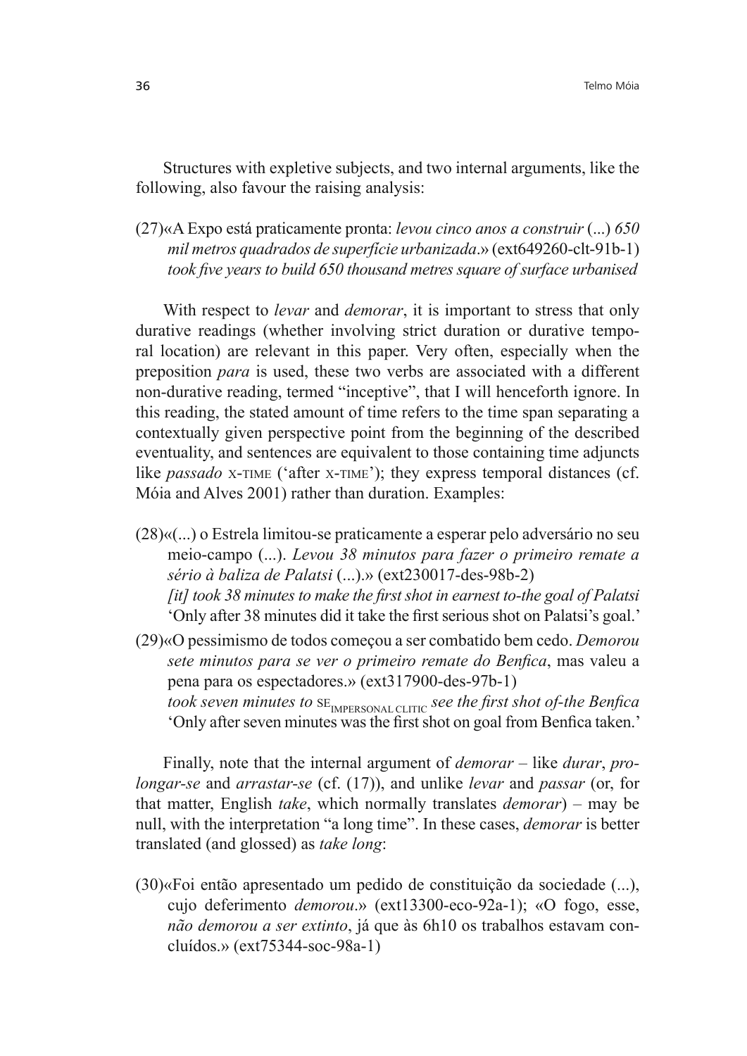Structures with expletive subjects, and two internal arguments, like the following, also favour the raising analysis:

(27)«A Expo está praticamente pronta: *levou cinco anos a construir* (...) *650 mil metros quadrados de superfície urbanizada*.» (ext649260-clt-91b-1)
*took five years to build 650 thousand metres square of surface urbanised*

With respect to *levar* and *demorar*, it is important to stress that only durative readings (whether involving strict duration or durative temporal location) are relevant in this paper. Very often, especially when the preposition *para* is used, these two verbs are associated with a different non-durative reading, termed "inceptive", that I will henceforth ignore. In this reading, the stated amount of time refers to the time span separating a contextually given perspective point from the beginning of the described eventuality, and sentences are equivalent to those containing time adjuncts like *passado* X-TIME ('after X-TIME'); they express temporal distances (cf. Móia and Alves 2001) rather than duration. Examples:

(28)«(...) o Estrela limitou-se praticamente a esperar pelo adversário no seu meio-campo (...). *Levou 38 minutos para fazer o primeiro remate a sério à baliza de Palatsi* (...).» (ext230017-des-98b-2)
*[it] took 38 minutes to make the first shot in earnest to-the goal of Palatsi*
'Only after 38 minutes did it take the first serious shot on Palatsi's goal.'

(29)«O pessimismo de todos começou a ser combatido bem cedo. *Demorou sete minutos para se ver o primeiro remate do Benfica*, mas valeu a pena para os espectadores.» (ext317900-des-97b-1)
*took seven minutes to* $\text{SE}_{\text{IMPERSONAL CLITIC}}$ *see the first shot of-the Benfica*
'Only after seven minutes was the first shot on goal from Benfica taken.'

Finally, note that the internal argument of *demorar* – like *durar*, *prolongar-se* and *arrastar-se* (cf. (17)), and unlike *levar* and *passar* (or, for that matter, English *take*, which normally translates *demorar*) – may be null, with the interpretation "a long time". In these cases, *demorar* is better translated (and glossed) as *take long*:

(30)«Foi então apresentado um pedido de constituição da sociedade (...), cujo deferimento *demorou*.» (ext13300-eco-92a-1); «O fogo, esse, *não demorou a ser extinto*, já que às 6h10 os trabalhos estavam concluídos.» (ext75344-soc-98a-1)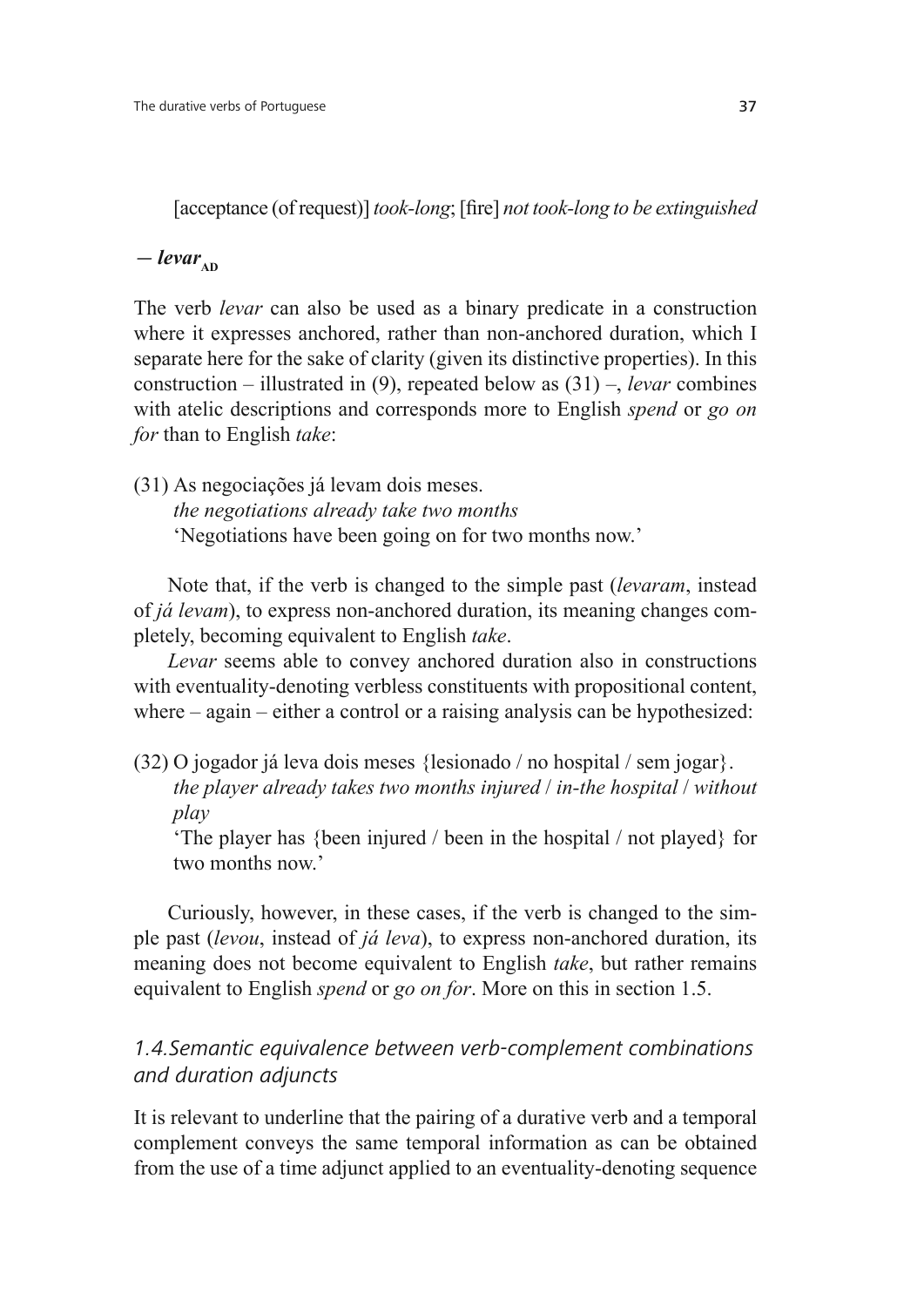[acceptance (of request)] *took-long*; [fire] *not took-long to be extinguished*

### — *levar*$_{AD}$

The verb *levar* can also be used as a binary predicate in a construction where it expresses anchored, rather than non-anchored duration, which I separate here for the sake of clarity (given its distinctive properties). In this construction – illustrated in (9), repeated below as (31) –, *levar* combines with atelic descriptions and corresponds more to English *spend* or *go on for* than to English *take*:

(31) As negociações já levam dois meses.
*the negotiations already take two months*
'Negotiations have been going on for two months now.'

Note that, if the verb is changed to the simple past (*levaram*, instead of *já levam*), to express non-anchored duration, its meaning changes completely, becoming equivalent to English *take*.

*Levar* seems able to convey anchored duration also in constructions with eventuality-denoting verbless constituents with propositional content, where – again – either a control or a raising analysis can be hypothesized:

(32) O jogador já leva dois meses {lesionado / no hospital / sem jogar}.
*the player already takes two months injured* / *in-the hospital* / *without play*
'The player has {been injured / been in the hospital / not played} for two months now.'

Curiously, however, in these cases, if the verb is changed to the simple past (*levou*, instead of *já leva*), to express non-anchored duration, its meaning does not become equivalent to English *take*, but rather remains equivalent to English *spend* or *go on for*. More on this in section 1.5.

## *1.4. Semantic equivalence between verb-complement combinations and duration adjuncts*

It is relevant to underline that the pairing of a durative verb and a temporal complement conveys the same temporal information as can be obtained from the use of a time adjunct applied to an eventuality-denoting sequence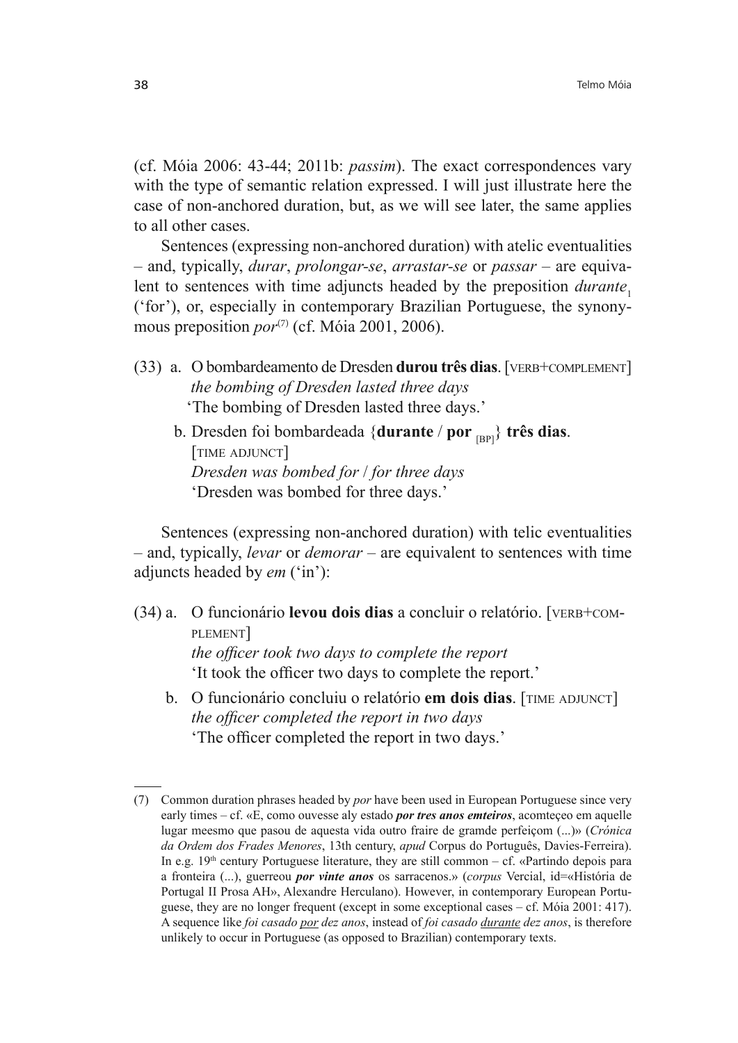(cf. Móia 2006: 43-44; 2011b: *passim*). The exact correspondences vary with the type of semantic relation expressed. I will just illustrate here the case of non-anchored duration, but, as we will see later, the same applies to all other cases.

Sentences (expressing non-anchored duration) with atelic eventualities – and, typically, *durar*, *prolongar-se*, *arrastar-se* or *passar* – are equivalent to sentences with time adjuncts headed by the preposition *durante*$_1$ ('for'), or, especially in contemporary Brazilian Portuguese, the synonymous preposition *por*[(7)] (cf. Móia 2001, 2006).

(33) a. O bombardeamento de Dresden **durou três dias**. [VERB+COMPLEMENT]
*the bombing of Dresden lasted three days*
'The bombing of Dresden lasted three days.'

b. Dresden foi bombardeada {**durante** / **por** $_{[BP]}$} **três dias**. [TIME ADJUNCT]
*Dresden was bombed for / for three days*
'Dresden was bombed for three days.'

Sentences (expressing non-anchored duration) with telic eventualities – and, typically, *levar* or *demorar* – are equivalent to sentences with time adjuncts headed by *em* ('in'):

(34) a. O funcionário **levou dois dias** a concluir o relatório. [VERB+COMPLEMENT]
*the officer took two days to complete the report*
'It took the officer two days to complete the report.'

b. O funcionário concluiu o relatório **em dois dias**. [TIME ADJUNCT]
*the officer completed the report in two days*
'The officer completed the report in two days.'

---

(7) Common duration phrases headed by *por* have been used in European Portuguese since very early times – cf. «E, como ouvesse aly estado ***por tres anos emteiros***, acomteçeo em aquelle lugar meesmo que pasou de aquesta vida outro fraire de gramde perfeiçom (...)» (*Crónica da Ordem dos Frades Menores*, 13th century, *apud* Corpus do Português, Davies-Ferreira). In e.g. 19th century Portuguese literature, they are still common – cf. «Partindo depois para a fronteira (...), guerreou ***por vinte anos*** os sarracenos.» (*corpus* Vercial, id=«História de Portugal II Prosa AH», Alexandre Herculano). However, in contemporary European Portuguese, they are no longer frequent (except in some exceptional cases – cf. Móia 2001: 417). A sequence like *foi casado <u>por</u> dez anos*, instead of *foi casado <u>durante</u> dez anos*, is therefore unlikely to occur in Portuguese (as opposed to Brazilian) contemporary texts.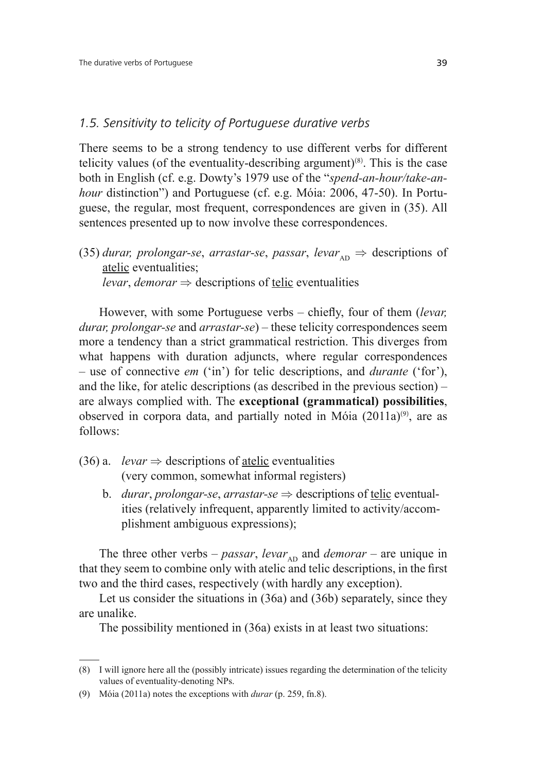### *1.5. Sensitivity to telicity of Portuguese durative verbs*

There seems to be a strong tendency to use different verbs for different telicity values (of the eventuality-describing argument)[8]. This is the case both in English (cf. e.g. Dowty's 1979 use of the "*spend-an-hour/take-an-hour* distinction") and Portuguese (cf. e.g. Móia: 2006, 47-50). In Portuguese, the regular, most frequent, correspondences are given in (35). All sentences presented up to now involve these correspondences.

(35) *durar, prolongar-se*, *arrastar-se*, *passar*, *levar*$_{AD}$ ⇒ descriptions of <u>atelic</u> eventualities;
*levar*, *demorar* ⇒ descriptions of <u>telic</u> eventualities

However, with some Portuguese verbs – chiefly, four of them (*levar, durar, prolongar-se* and *arrastar-se*) – these telicity correspondences seem more a tendency than a strict grammatical restriction. This diverges from what happens with duration adjuncts, where regular correspondences – use of connective *em* ('in') for telic descriptions, and *durante* ('for'), and the like, for atelic descriptions (as described in the previous section) – are always complied with. The **exceptional (grammatical) possibilities**, observed in corpora data, and partially noted in Móia (2011a)[9], are as follows:

(36) a. *levar* ⇒ descriptions of <u>atelic</u> eventualities
(very common, somewhat informal registers)

b. *durar*, *prolongar-se*, *arrastar-se* ⇒ descriptions of <u>telic</u> eventualities (relatively infrequent, apparently limited to activity/accomplishment ambiguous expressions);

The three other verbs – *passar*, *levar*$_{AD}$ and *demorar* – are unique in that they seem to combine only with atelic and telic descriptions, in the first two and the third cases, respectively (with hardly any exception).

Let us consider the situations in (36a) and (36b) separately, since they are unalike.

The possibility mentioned in (36a) exists in at least two situations:

---

(8) I will ignore here all the (possibly intricate) issues regarding the determination of the telicity values of eventuality-denoting NPs.

(9) Móia (2011a) notes the exceptions with *durar* (p. 259, fn.8).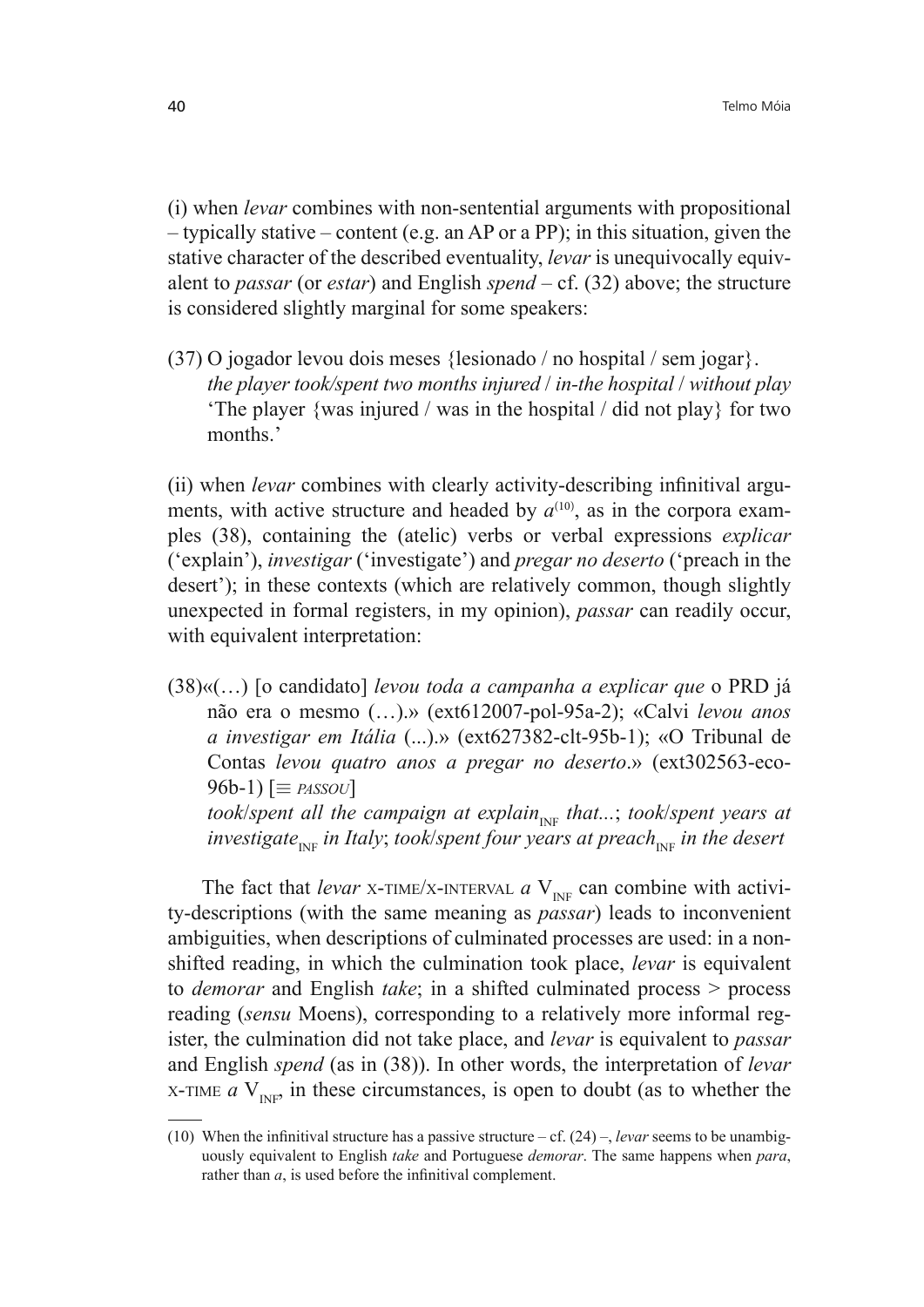(i) when *levar* combines with non-sentential arguments with propositional – typically stative – content (e.g. an AP or a PP); in this situation, given the stative character of the described eventuality, *levar* is unequivocally equivalent to *passar* (or *estar*) and English *spend* – cf. (32) above; the structure is considered slightly marginal for some speakers:

(37) O jogador levou dois meses {lesionado / no hospital / sem jogar}.
*the player took/spent two months injured* / *in-the hospital* / *without play*
'The player {was injured / was in the hospital / did not play} for two months.'

(ii) when *levar* combines with clearly activity-describing infinitival arguments, with active structure and headed by *a*[(10)], as in the corpora examples (38), containing the (atelic) verbs or verbal expressions *explicar* ('explain'), *investigar* ('investigate') and *pregar no deserto* ('preach in the desert'); in these contexts (which are relatively common, though slightly unexpected in formal registers, in my opinion), *passar* can readily occur, with equivalent interpretation:

(38)«(…) [o candidato] *levou toda a campanha a explicar que* o PRD já não era o mesmo (…).» (ext612007-pol-95a-2); «Calvi *levou anos a investigar em Itália* (...).» (ext627382-clt-95b-1); «O Tribunal de Contas *levou quatro anos a pregar no deserto*.» (ext302563-eco-96b-1) [≡ PASSOU]
*took*/*spent all the campaign at explain*$_{\text{INF}}$ *that...*; *took*/*spent years at investigate*$_{\text{INF}}$ *in Italy*; *took*/*spent four years at preach*$_{\text{INF}}$ *in the desert*

The fact that *levar* X-TIME/X-INTERVAL *a* $V_{\text{INF}}$ can combine with activity-descriptions (with the same meaning as *passar*) leads to inconvenient ambiguities, when descriptions of culminated processes are used: in a non-shifted reading, in which the culmination took place, *levar* is equivalent to *demorar* and English *take*; in a shifted culminated process > process reading (*sensu* Moens), corresponding to a relatively more informal register, the culmination did not take place, and *levar* is equivalent to *passar* and English *spend* (as in (38)). In other words, the interpretation of *levar* X-TIME *a* $V_{\text{INF}}$, in these circumstances, is open to doubt (as to whether the

(10) When the infinitival structure has a passive structure – cf. (24) –, *levar* seems to be unambiguously equivalent to English *take* and Portuguese *demorar*. The same happens when *para*, rather than *a*, is used before the infinitival complement.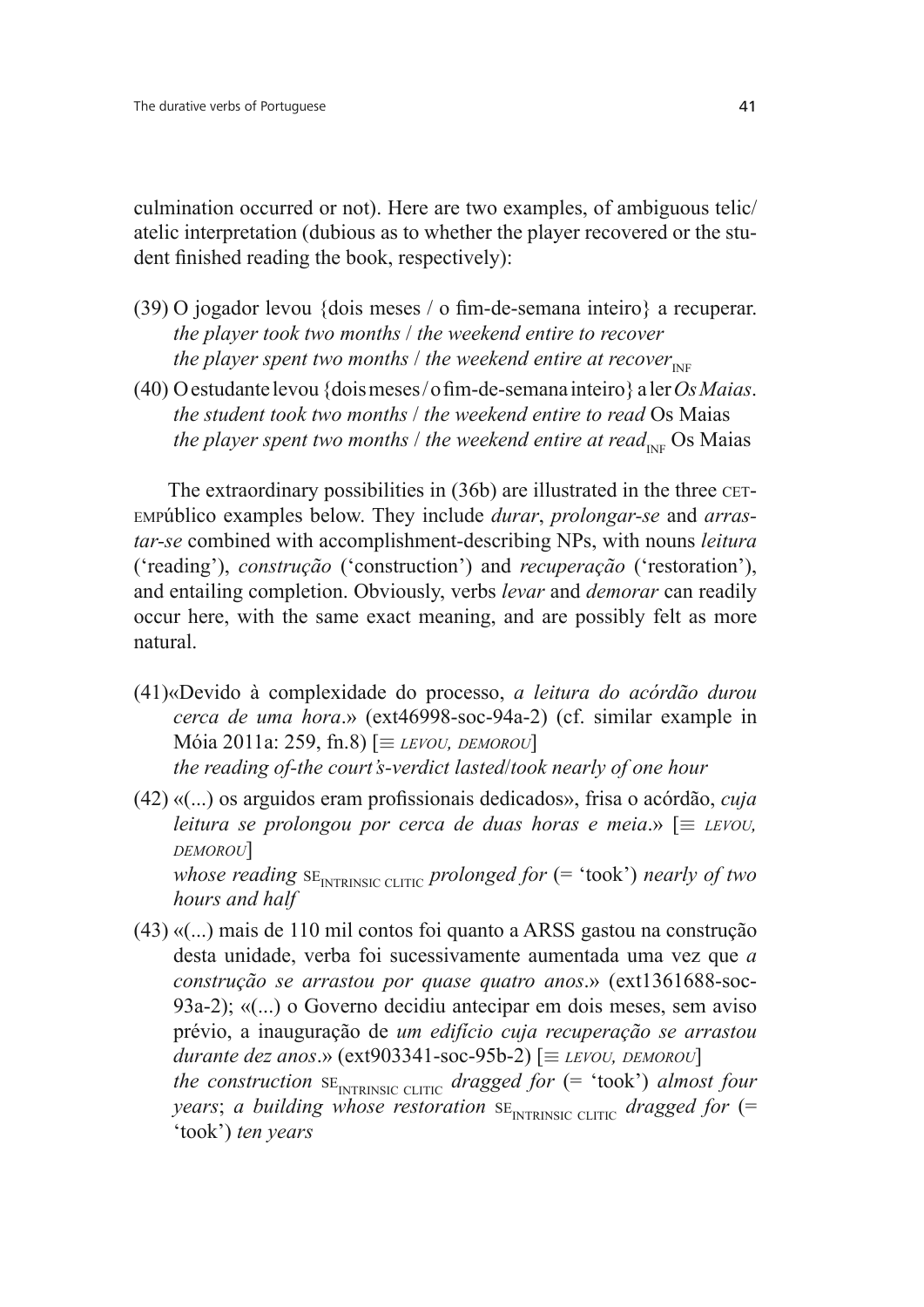culmination occurred or not). Here are two examples, of ambiguous telic/atelic interpretation (dubious as to whether the player recovered or the student finished reading the book, respectively):

(39) O jogador levou {dois meses / o fim-de-semana inteiro} a recuperar.
*the player took two months* / *the weekend entire to recover*
*the player spent two months* / *the weekend entire at recover*$_{\text{INF}}$

(40) O estudante levou {dois meses / o fim-de-semana inteiro} a ler *Os Maias*.
*the student took two months* / *the weekend entire to read* Os Maias
*the player spent two months* / *the weekend entire at read*$_{\text{INF}}$ Os Maias

The extraordinary possibilities in (36b) are illustrated in the three CETEMPúblico examples below. They include *durar*, *prolongar-se* and *arrastar-se* combined with accomplishment-describing NPs, with nouns *leitura* ('reading'), *construção* ('construction') and *recuperação* ('restoration'), and entailing completion. Obviously, verbs *levar* and *demorar* can readily occur here, with the same exact meaning, and are possibly felt as more natural.

(41) «Devido à complexidade do processo, *a leitura do acórdão durou cerca de uma hora*.» (ext46998-soc-94a-2) (cf. similar example in Móia 2011a: 259, fn.8) [≡ LEVOU, DEMOROU]
*the reading of-the court's-verdict lasted/took nearly of one hour*

(42) «(...) os arguidos eram profissionais dedicados», frisa o acórdão, *cuja leitura se prolongou por cerca de duas horas e meia*.» [≡ LEVOU, DEMOROU]
*whose reading* SE$_{\text{INTRINSIC CLITIC}}$ *prolonged for* (= 'took') *nearly of two hours and half*

(43) «(...) mais de 110 mil contos foi quanto a ARSS gastou na construção desta unidade, verba foi sucessivamente aumentada uma vez que *a construção se arrastou por quase quatro anos*.» (ext1361688-soc-93a-2); «(...) o Governo decidiu antecipar em dois meses, sem aviso prévio, a inauguração de *um edifício cuja recuperação se arrastou durante dez anos*.» (ext903341-soc-95b-2) [≡ LEVOU, DEMOROU]
*the construction* SE$_{\text{INTRINSIC CLITIC}}$ *dragged for* (= 'took') *almost four years*; *a building whose restoration* SE$_{\text{INTRINSIC CLITIC}}$ *dragged for* (= 'took') *ten years*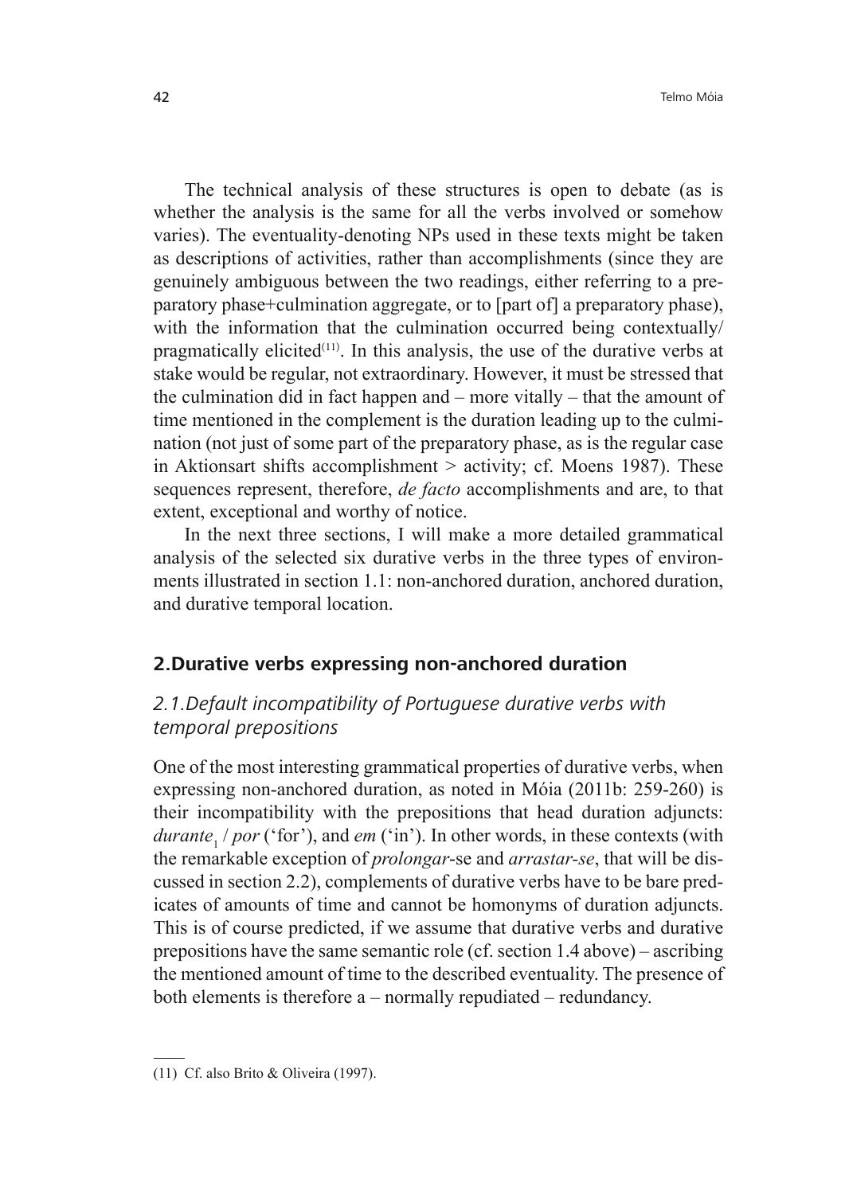The technical analysis of these structures is open to debate (as is whether the analysis is the same for all the verbs involved or somehow varies). The eventuality-denoting NPs used in these texts might be taken as descriptions of activities, rather than accomplishments (since they are genuinely ambiguous between the two readings, either referring to a preparatory phase+culmination aggregate, or to [part of] a preparatory phase), with the information that the culmination occurred being contextually/pragmatically elicited[11]. In this analysis, the use of the durative verbs at stake would be regular, not extraordinary. However, it must be stressed that the culmination did in fact happen and – more vitally – that the amount of time mentioned in the complement is the duration leading up to the culmination (not just of some part of the preparatory phase, as is the regular case in Aktionsart shifts accomplishment > activity; cf. Moens 1987). These sequences represent, therefore, *de facto* accomplishments and are, to that extent, exceptional and worthy of notice.

In the next three sections, I will make a more detailed grammatical analysis of the selected six durative verbs in the three types of environments illustrated in section 1.1: non-anchored duration, anchored duration, and durative temporal location.

## 2. Durative verbs expressing non-anchored duration

### 2.1. Default incompatibility of Portuguese durative verbs with temporal prepositions

One of the most interesting grammatical properties of durative verbs, when expressing non-anchored duration, as noted in Móia (2011b: 259-260) is their incompatibility with the prepositions that head duration adjuncts: *durante*$_1$ / *por* ('for'), and *em* ('in'). In other words, in these contexts (with the remarkable exception of *prolongar*-se and *arrastar-se*, that will be discussed in section 2.2), complements of durative verbs have to be bare predicates of amounts of time and cannot be homonyms of duration adjuncts. This is of course predicted, if we assume that durative verbs and durative prepositions have the same semantic role (cf. section 1.4 above) – ascribing the mentioned amount of time to the described eventuality. The presence of both elements is therefore a – normally repudiated – redundancy.

(11) Cf. also Brito & Oliveira (1997).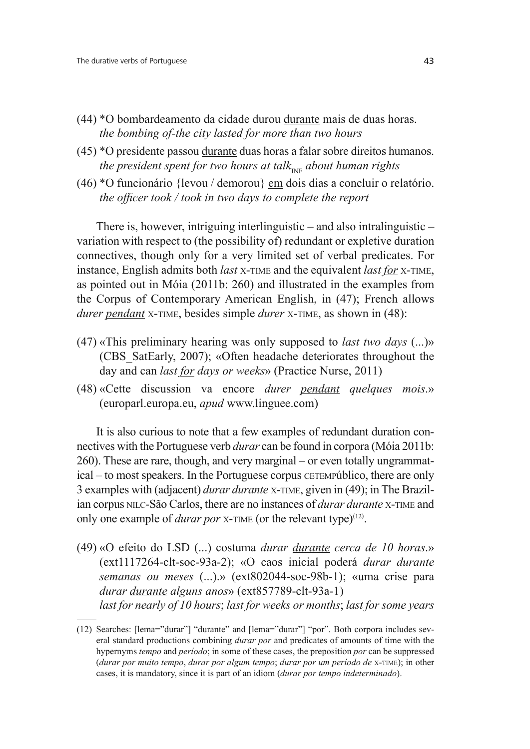(44) *O bombardeamento da cidade durou <u>durante</u> mais de duas horas.
*the bombing of-the city lasted for more than two hours*

(45) *O presidente passou <u>durante</u> duas horas a falar sobre direitos humanos.
*the president spent for two hours at talk*$_{\text{INF}}$ *about human rights*

(46) *O funcionário {levou / demorou} <u>em</u> dois dias a concluir o relatório.
*the officer took / took in two days to complete the report*

There is, however, intriguing interlinguistic – and also intralinguistic – variation with respect to (the possibility of) redundant or expletive duration connectives, though only for a very limited set of verbal predicates. For instance, English admits both *last* X-TIME and the equivalent *last <u>for</u>* X-TIME, as pointed out in Móia (2011b: 260) and illustrated in the examples from the Corpus of Contemporary American English, in (47); French allows *durer <u>pendant</u>* X-TIME, besides simple *durer* X-TIME, as shown in (48):

(47) «This preliminary hearing was only supposed to *last two days* (...)» (CBS_SatEarly, 2007); «Often headache deteriorates throughout the day and can *last <u>for</u> days or weeks*» (Practice Nurse, 2011)

(48) «Cette discussion va encore *durer <u>pendant</u> quelques mois*.» (europarl.europa.eu, *apud* www.linguee.com)

It is also curious to note that a few examples of redundant duration connectives with the Portuguese verb *durar* can be found in corpora (Móia 2011b: 260). These are rare, though, and very marginal – or even totally ungrammatical – to most speakers. In the Portuguese corpus CETEMPúblico, there are only 3 examples with (adjacent) *durar durante* X-TIME, given in (49); in The Brazilian corpus NILC-São Carlos, there are no instances of *durar durante* X-TIME and only one example of *durar por* X-TIME (or the relevant type)[12].

(49) «O efeito do LSD (...) costuma *durar <u>durante</u> cerca de 10 horas*.» (ext1117264-clt-soc-93a-2); «O caos inicial poderá *durar <u>durante</u> semanas ou meses* (...).» (ext802044-soc-98b-1); «uma crise para *durar <u>durante</u> alguns anos*» (ext857789-clt-93a-1)
*last for nearly of 10 hours*; *last for weeks or months*; *last for some years*

(12) Searches: [lema="durar"] "durante" and [lema="durar"] "por". Both corpora includes several standard productions combining *durar por* and predicates of amounts of time with the hypernyms *tempo* and *período*; in some of these cases, the preposition *por* can be suppressed (*durar por muito tempo*, *durar por algum tempo*; *durar por um período de* X-TIME); in other cases, it is mandatory, since it is part of an idiom (*durar por tempo indeterminado*).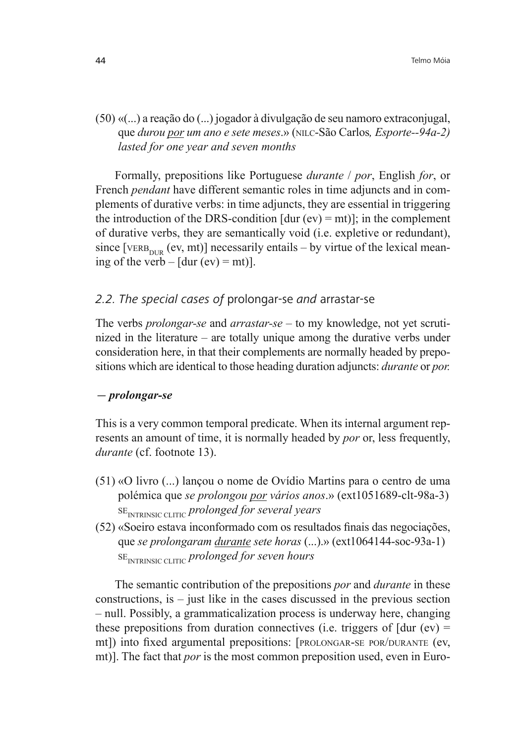(50) «(...) a reação do (...) jogador à divulgação de seu namoro extraconjugal, que *durou <u>por</u> um ano e sete meses*.» (NILC-São Carlos*, Esporte--94a-2)*
*lasted for one year and seven months*

Formally, prepositions like Portuguese *durante* / *por*, English *for*, or French *pendant* have different semantic roles in time adjuncts and in complements of durative verbs: in time adjuncts, they are essential in triggering the introduction of the DRS-condition [dur (ev) = mt)]; in the complement of durative verbs, they are semantically void (i.e. expletive or redundant), since [VERB$_{DUR}$ (ev, mt)] necessarily entails – by virtue of the lexical meaning of the verb – [dur (ev) = mt)].

### *2.2. The special cases of* prolongar-se *and* arrastar-se

The verbs *prolongar-se* and *arrastar-se* – to my knowledge, not yet scrutinized in the literature – are totally unique among the durative verbs under consideration here, in that their complements are normally headed by prepositions which are identical to those heading duration adjuncts: *durante* or *por.*

***– prolongar-se***

This is a very common temporal predicate. When its internal argument represents an amount of time, it is normally headed by *por* or, less frequently, *durante* (cf. footnote 13).

(51) «O livro (...) lançou o nome de Ovídio Martins para o centro de uma polémica que *se prolongou <u>por</u> vários anos*.» (ext1051689-clt-98a-3)
SE$_{INTRINSIC\ CLITIC}$ *prolonged for several years*

(52) «Soeiro estava inconformado com os resultados finais das negociações, que *se prolongaram <u>durante</u> sete horas* (...).» (ext1064144-soc-93a-1)
SE$_{INTRINSIC\ CLITIC}$ *prolonged for seven hours*

The semantic contribution of the prepositions *por* and *durante* in these constructions, is – just like in the cases discussed in the previous section – null. Possibly, a grammaticalization process is underway here, changing these prepositions from duration connectives (i.e. triggers of [dur (ev) = mt]) into fixed argumental prepositions: [PROLONGAR-SE POR/DURANTE (ev, mt)]. The fact that *por* is the most common preposition used, even in Euro-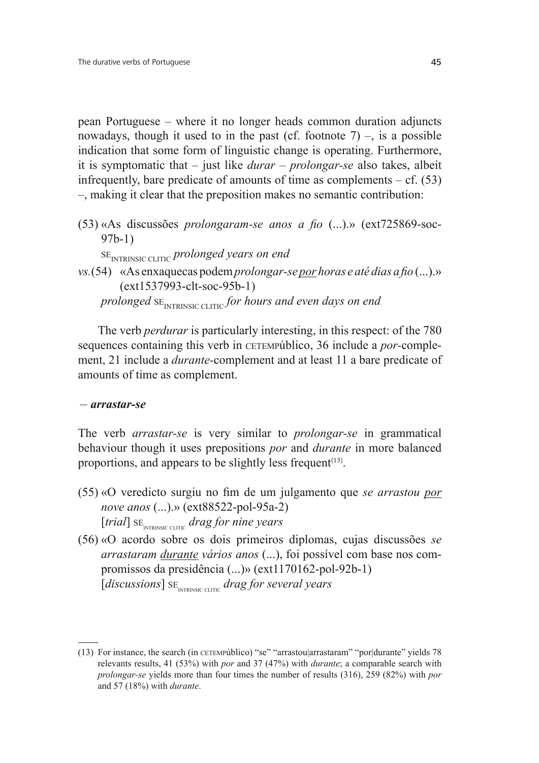pean Portuguese – where it no longer heads common duration adjuncts nowadays, though it used to in the past (cf. footnote 7) –, is a possible indication that some form of linguistic change is operating. Furthermore, it is symptomatic that – just like *durar* – *prolongar-se* also takes, albeit infrequently, bare predicate of amounts of time as complements – cf. (53) –, making it clear that the preposition makes no semantic contribution:

(53) «As discussões *prolongaram-se anos a fio* (...).» (ext725869-soc-97b-1)
SE$_{\text{INTRINSIC CLITIC}}$ *prolonged years on end*

*vs.*(54) «As enxaquecas podem *prolongar-se* <u>*por*</u> *horas e até dias a fio* (...).» (ext1537993-clt-soc-95b-1)
*prolonged* SE$_{\text{INTRINSIC CLITIC}}$ *for hours and even days on end*

The verb *perdurar* is particularly interesting, in this respect: of the 780 sequences containing this verb in CETEMPúblico, 36 include a *por*-complement, 21 include a *durante*-complement and at least 11 a bare predicate of amounts of time as complement.

### – *arrastar-se*

The verb *arrastar-se* is very similar to *prolongar-se* in grammatical behaviour though it uses prepositions *por* and *durante* in more balanced proportions, and appears to be slightly less frequent[13].

(55) «O veredicto surgiu no fim de um julgamento que *se arrastou* <u>*por*</u> *nove anos* (...).» (ext88522-pol-95a-2)
[*trial*] SE$_{\text{INTRINSIC CLITIC}}$ *drag for nine years*

(56) «O acordo sobre os dois primeiros diplomas, cujas discussões *se arrastaram* <u>*durante*</u> *vários anos* (...), foi possível com base nos compromissos da presidência (...)» (ext1170162-pol-92b-1)
[*discussions*] SE$_{\text{INTRINSIC CLITIC}}$ *drag for several years*

---

(13) For instance, the search (in CETEMPúblico) "se" "arrastou|arrastaram" "por|durante" yields 78 relevants results, 41 (53%) with *por* and 37 (47%) with *durante*; a comparable search with *prolongar-se* yields more than four times the number of results (316), 259 (82%) with *por* and 57 (18%) with *durante*.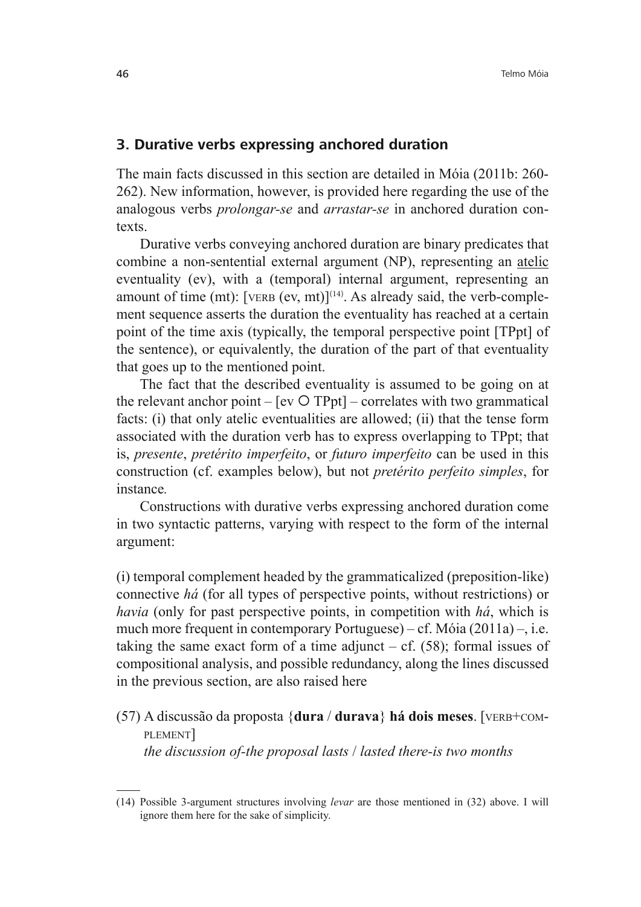## 3. Durative verbs expressing anchored duration

The main facts discussed in this section are detailed in Móia (2011b: 260-262). New information, however, is provided here regarding the use of the analogous verbs *prolongar-se* and *arrastar-se* in anchored duration contexts.

Durative verbs conveying anchored duration are binary predicates that combine a non-sentential external argument (NP), representing an atelic eventuality (ev), with a (temporal) internal argument, representing an amount of time (mt): [VERB (ev, mt)][14]. As already said, the verb-complement sequence asserts the duration the eventuality has reached at a certain point of the time axis (typically, the temporal perspective point [TPpt] of the sentence), or equivalently, the duration of the part of that eventuality that goes up to the mentioned point.

The fact that the described eventuality is assumed to be going on at the relevant anchor point – [ev O TPpt] – correlates with two grammatical facts: (i) that only atelic eventualities are allowed; (ii) that the tense form associated with the duration verb has to express overlapping to TPpt; that is, *presente*, *pretérito imperfeito*, or *futuro imperfeito* can be used in this construction (cf. examples below), but not *pretérito perfeito simples*, for instance.

Constructions with durative verbs expressing anchored duration come in two syntactic patterns, varying with respect to the form of the internal argument:

(i) temporal complement headed by the grammaticalized (preposition-like) connective *há* (for all types of perspective points, without restrictions) or *havia* (only for past perspective points, in competition with *há*, which is much more frequent in contemporary Portuguese) – cf. Móia (2011a) –, i.e. taking the same exact form of a time adjunct – cf. (58); formal issues of compositional analysis, and possible redundancy, along the lines discussed in the previous section, are also raised here

(57) A discussão da proposta {**dura** / **durava**} **há dois meses**. [VERB+COMPLEMENT]
*the discussion of-the proposal lasts* / *lasted there-is two months*

---

(14) Possible 3-argument structures involving *levar* are those mentioned in (32) above. I will ignore them here for the sake of simplicity.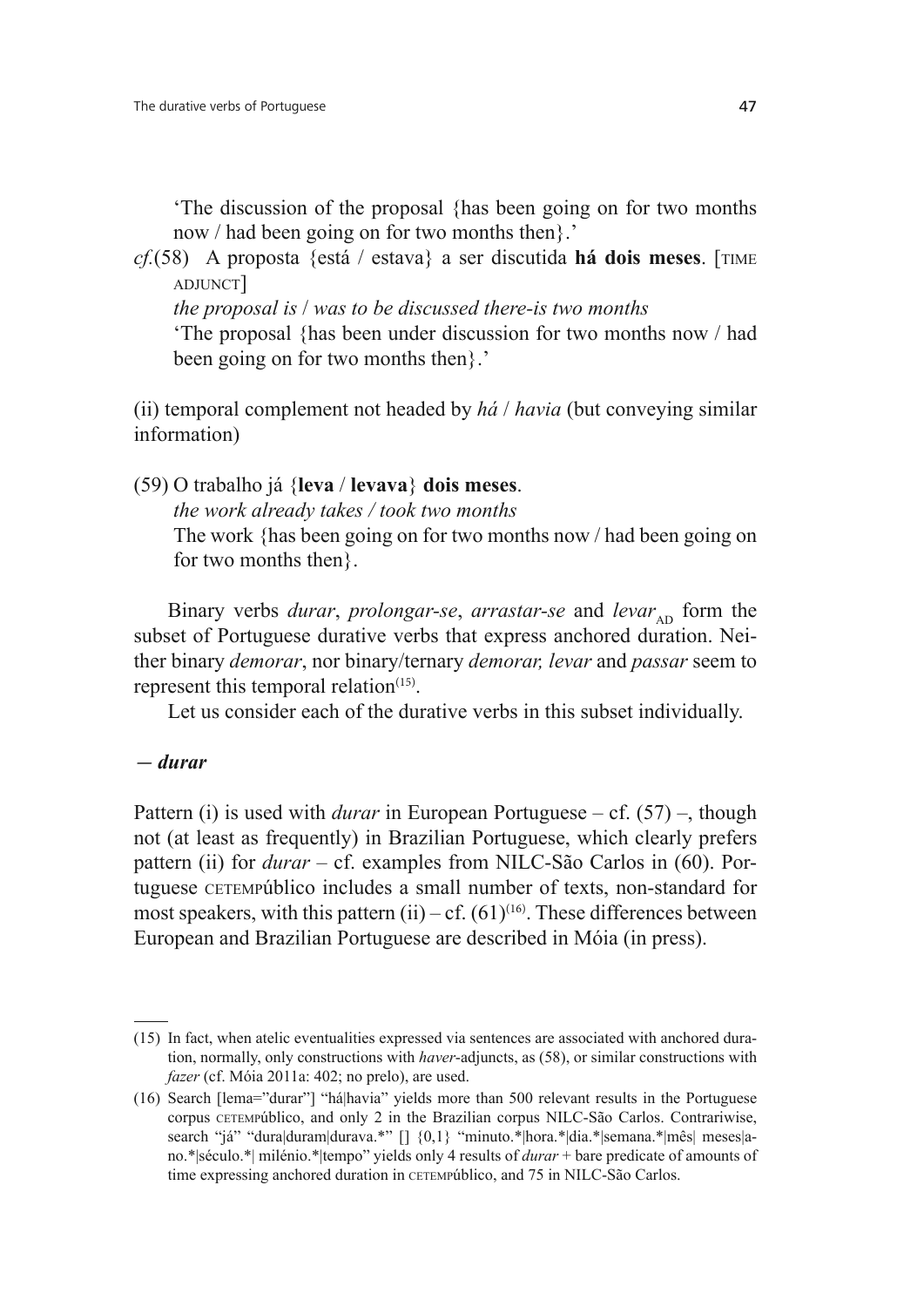'The discussion of the proposal {has been going on for two months now / had been going on for two months then}.'

*cf.*(58) A proposta {está / estava} a ser discutida **há dois meses**. [TIME ADJUNCT]

*the proposal is* / *was to be discussed there-is two months*

'The proposal {has been under discussion for two months now / had been going on for two months then}.'

(ii) temporal complement not headed by *há* / *havia* (but conveying similar information)

(59) O trabalho já {**leva** / **levava**} **dois meses**.

*the work already takes / took two months*

The work {has been going on for two months now / had been going on for two months then}.

Binary verbs *durar*, *prolongar-se*, *arrastar-se* and $levar_{AD}$ form the subset of Portuguese durative verbs that express anchored duration. Neither binary *demorar*, nor binary/ternary *demorar, levar* and *passar* seem to represent this temporal relation[15].

Let us consider each of the durative verbs in this subset individually.

### *— durar*

Pattern (i) is used with *durar* in European Portuguese – cf. (57) –, though not (at least as frequently) in Brazilian Portuguese, which clearly prefers pattern (ii) for *durar* – cf. examples from NILC-São Carlos in (60). Portuguese CETEMPúblico includes a small number of texts, non-standard for most speakers, with this pattern (ii) – cf. (61)[16]. These differences between European and Brazilian Portuguese are described in Móia (in press).

---

(15) In fact, when atelic eventualities expressed via sentences are associated with anchored duration, normally, only constructions with *haver*-adjuncts, as (58), or similar constructions with *fazer* (cf. Móia 2011a: 402; no prelo), are used.

(16) Search [lema="durar"] "há|havia" yields more than 500 relevant results in the Portuguese corpus CETEMPúblico, and only 2 in the Brazilian corpus NILC-São Carlos. Contrariwise, search "já" "dura|duram|durava.*" [] {0,1} "minuto.*|hora.*|dia.*|semana.*|mês| meses|ano.*|século.*| milénio.*|tempo" yields only 4 results of *durar* + bare predicate of amounts of time expressing anchored duration in CETEMPúblico, and 75 in NILC-São Carlos.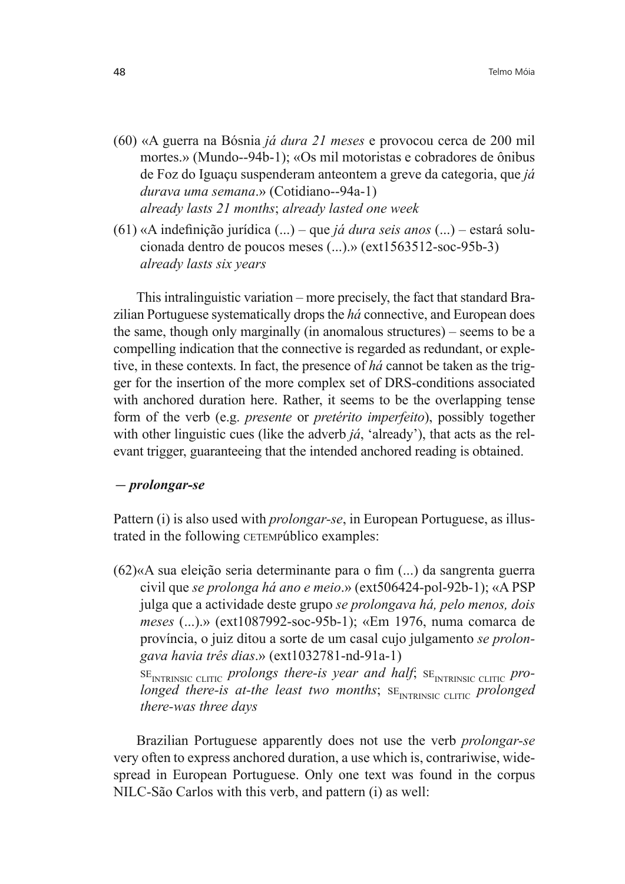(60) «A guerra na Bósnia *já dura 21 meses* e provocou cerca de 200 mil mortes.» (Mundo--94b-1); «Os mil motoristas e cobradores de ônibus de Foz do Iguaçu suspenderam anteontem a greve da categoria, que *já durava uma semana*.» (Cotidiano--94a-1)
*already lasts 21 months*; *already lasted one week*

(61) «A indefinição jurídica (...) – que *já dura seis anos* (...) – estará solucionada dentro de poucos meses (...).» (ext1563512-soc-95b-3)
*already lasts six years*

This intralinguistic variation – more precisely, the fact that standard Brazilian Portuguese systematically drops the *há* connective, and European does the same, though only marginally (in anomalous structures) – seems to be a compelling indication that the connective is regarded as redundant, or expletive, in these contexts. In fact, the presence of *há* cannot be taken as the trigger for the insertion of the more complex set of DRS-conditions associated with anchored duration here. Rather, it seems to be the overlapping tense form of the verb (e.g. *presente* or *pretérito imperfeito*), possibly together with other linguistic cues (like the adverb *já*, 'already'), that acts as the relevant trigger, guaranteeing that the intended anchored reading is obtained.

***– prolongar-se***

Pattern (i) is also used with *prolongar-se*, in European Portuguese, as illustrated in the following CETEMPúblico examples:

(62) «A sua eleição seria determinante para o fim (...) da sangrenta guerra civil que *se prolonga há ano e meio*.» (ext506424-pol-92b-1); «A PSP julga que a actividade deste grupo *se prolongava há, pelo menos, dois meses* (...).» (ext1087992-soc-95b-1); «Em 1976, numa comarca de província, o juiz ditou a sorte de um casal cujo julgamento *se prolongava havia três dias*.» (ext1032781-nd-91a-1)
SE$_{\text{INTRINSIC CLITIC}}$ *prolongs there-is year and half*; SE$_{\text{INTRINSIC CLITIC}}$ *prolonged there-is at-the least two months*; SE$_{\text{INTRINSIC CLITIC}}$ *prolonged there-was three days*

Brazilian Portuguese apparently does not use the verb *prolongar-se* very often to express anchored duration, a use which is, contrariwise, widespread in European Portuguese. Only one text was found in the corpus NILC-São Carlos with this verb, and pattern (i) as well: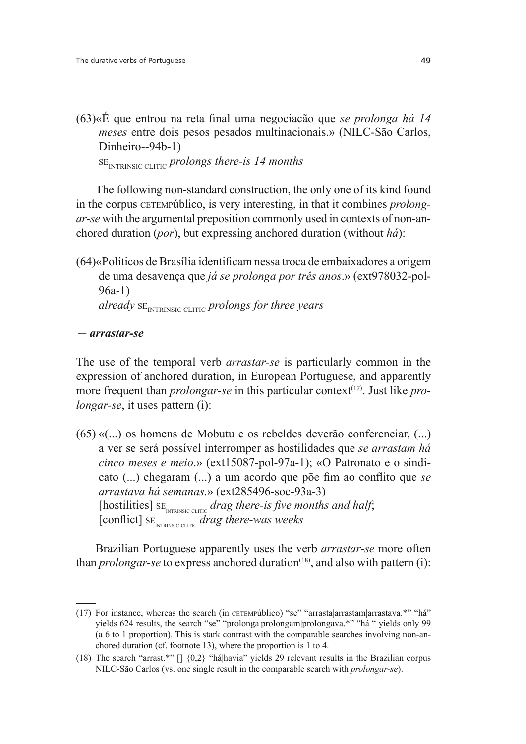(63)«É que entrou na reta final uma negociacão que *se prolonga há 14 meses* entre dois pesos pesados multinacionais.» (NILC-São Carlos, Dinheiro--94b-1)
$\text{SE}_{\text{INTRINSIC CLITIC}}$ *prolongs there-is 14 months*

The following non-standard construction, the only one of its kind found in the corpus CETEMPúblico, is very interesting, in that it combines *prolongar-se* with the argumental preposition commonly used in contexts of non-anchored duration (*por*), but expressing anchored duration (without *há*):

(64)«Políticos de Brasília identificam nessa troca de embaixadores a origem de uma desavença que *já se prolonga por três anos*.» (ext978032-pol-96a-1)
*already* $\text{SE}_{\text{INTRINSIC CLITIC}}$ *prolongs for three years*

***— arrastar-se***

The use of the temporal verb *arrastar-se* is particularly common in the expression of anchored duration, in European Portuguese, and apparently more frequent than *prolongar-se* in this particular context[17]. Just like *prolongar-se*, it uses pattern (i):

(65) «(...) os homens de Mobutu e os rebeldes deverão conferenciar, (...) a ver se será possível interromper as hostilidades que *se arrastam há cinco meses e meio*.» (ext15087-pol-97a-1); «O Patronato e o sindicato (...) chegaram (...) a um acordo que põe fim ao conflito que *se arrastava há semanas*.» (ext285496-soc-93a-3)
[hostilities] $\text{SE}_{\text{INTRINSIC CLITIC}}$ *drag there-is five months and half*;
[conflict] $\text{SE}_{\text{INTRINSIC CLITIC}}$ *drag there-was weeks*

Brazilian Portuguese apparently uses the verb *arrastar-se* more often than *prolongar-se* to express anchored duration[18], and also with pattern (i):

---

(17) For instance, whereas the search (in CETEMPúblico) "se" "arrasta|arrastam|arrastava.*" "há" yields 624 results, the search "se" "prolonga|prolongam|prolongava.*" "há " yields only 99 (a 6 to 1 proportion). This is stark contrast with the comparable searches involving non-anchored duration (cf. footnote 13), where the proportion is 1 to 4.

(18) The search "arrast.*" [] {0,2} "há|havia" yields 29 relevant results in the Brazilian corpus NILC-São Carlos (vs. one single result in the comparable search with *prolongar-se*).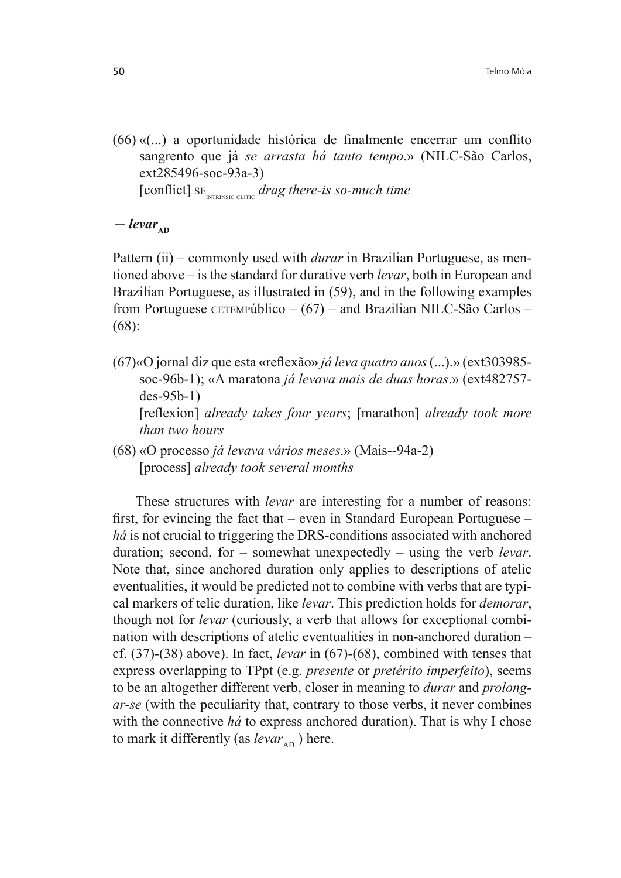(66) «(...) a oportunidade histórica de finalmente encerrar um conflito sangrento que já *se arrasta há tanto tempo*.» (NILC-São Carlos, ext285496-soc-93a-3)
[conflict] SE$_{\text{INTRINSIC CLITIC}}$ *drag there-is so-much time*

**– *levar*$_{\text{AD}}$**

Pattern (ii) – commonly used with *durar* in Brazilian Portuguese, as mentioned above – is the standard for durative verb *levar*, both in European and Brazilian Portuguese, as illustrated in (59), and in the following examples from Portuguese CETEMPúblico – (67) – and Brazilian NILC-São Carlos – (68):

(67) «O jornal diz que esta «reflexão» *já leva quatro anos* (...).» (ext303985-soc-96b-1); «A maratona *já levava mais de duas horas*.» (ext482757-des-95b-1)
[reflexion] *already takes four years*; [marathon] *already took more than two hours*

(68) «O processo *já levava vários meses*.» (Mais--94a-2)
[process] *already took several months*

These structures with *levar* are interesting for a number of reasons: first, for evincing the fact that – even in Standard European Portuguese – *há* is not crucial to triggering the DRS-conditions associated with anchored duration; second, for – somewhat unexpectedly – using the verb *levar*. Note that, since anchored duration only applies to descriptions of atelic eventualities, it would be predicted not to combine with verbs that are typical markers of telic duration, like *levar*. This prediction holds for *demorar*, though not for *levar* (curiously, a verb that allows for exceptional combination with descriptions of atelic eventualities in non-anchored duration – cf. (37)-(38) above). In fact, *levar* in (67)-(68), combined with tenses that express overlapping to TPpt (e.g. *presente* or *pretérito imperfeito*), seems to be an altogether different verb, closer in meaning to *durar* and *prolongar-se* (with the peculiarity that, contrary to those verbs, it never combines with the connective *há* to express anchored duration). That is why I chose to mark it differently (as *levar*$_{\text{AD}}$ ) here.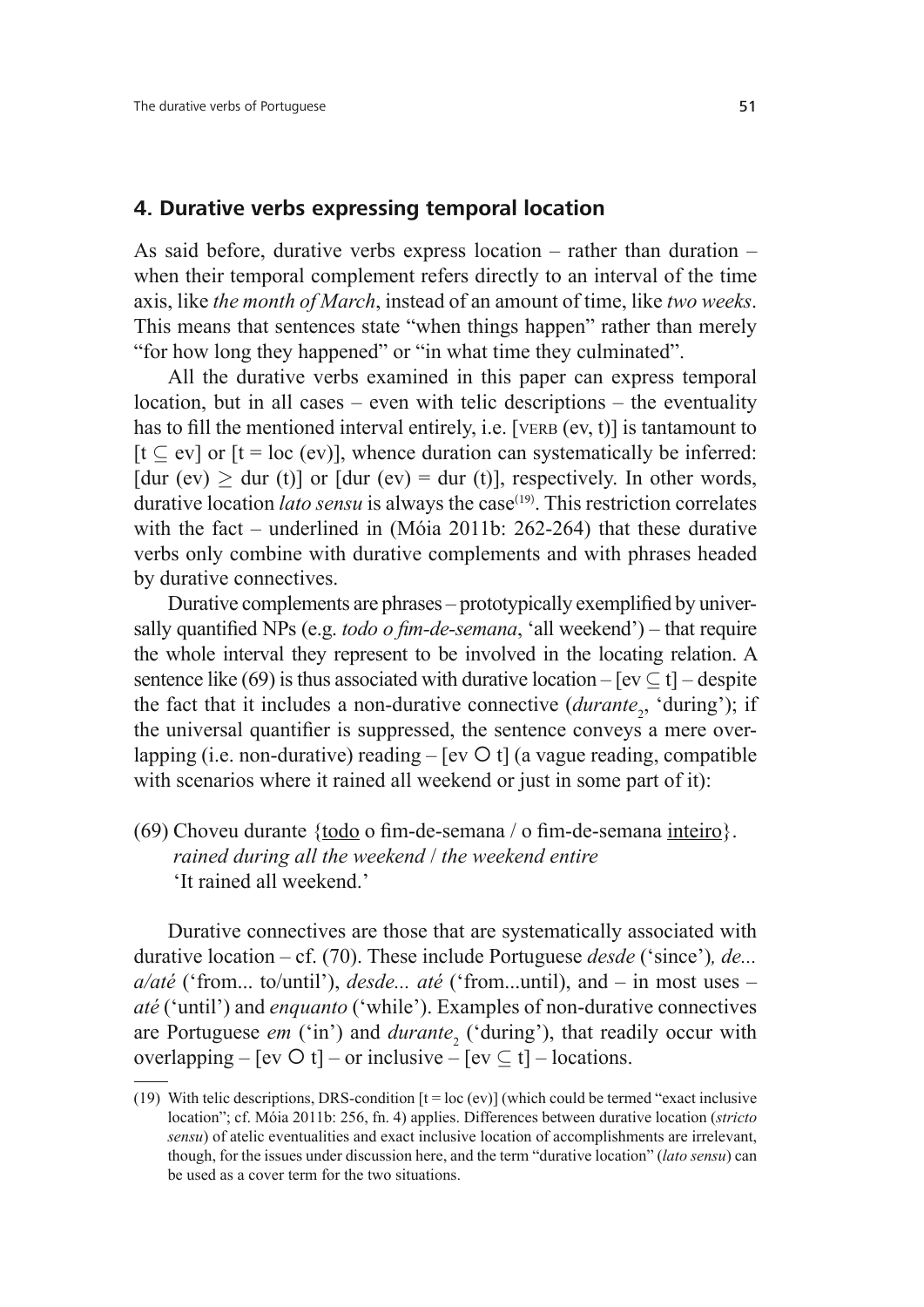## 4. Durative verbs expressing temporal location

As said before, durative verbs express location – rather than duration – when their temporal complement refers directly to an interval of the time axis, like *the month of March*, instead of an amount of time, like *two weeks*. This means that sentences state "when things happen" rather than merely "for how long they happened" or "in what time they culminated".

All the durative verbs examined in this paper can express temporal location, but in all cases – even with telic descriptions – the eventuality has to fill the mentioned interval entirely, i.e. [VERB (ev, t)] is tantamount to [$t \subseteq ev$] or [t = loc (ev)], whence duration can systematically be inferred: [dur (ev) $\geq$ dur (t)] or [dur (ev) = dur (t)], respectively. In other words, durative location *lato sensu* is always the case[(19)]. This restriction correlates with the fact – underlined in (Móia 2011b: 262-264) that these durative verbs only combine with durative complements and with phrases headed by durative connectives.

Durative complements are phrases – prototypically exemplified by universally quantified NPs (e.g. *todo o fim-de-semana*, 'all weekend') – that require the whole interval they represent to be involved in the locating relation. A sentence like (69) is thus associated with durative location – [$ev \subseteq t$] – despite the fact that it includes a non-durative connective (*durante*$_2$, 'during'); if the universal quantifier is suppressed, the sentence conveys a mere overlapping (i.e. non-durative) reading – [ev O t] (a vague reading, compatible with scenarios where it rained all weekend or just in some part of it):

(69) Choveu durante {todo o fim-de-semana / o fim-de-semana inteiro}.
*rained during all the weekend* / *the weekend entire*
'It rained all weekend.'

Durative connectives are those that are systematically associated with durative location – cf. (70). These include Portuguese *desde* ('since')*, de... a/até* ('from... to/until'), *desde... até* ('from...until), and – in most uses – *até* ('until') and *enquanto* ('while'). Examples of non-durative connectives are Portuguese *em* ('in') and *durante*$_2$ ('during'), that readily occur with overlapping – [ev O t] – or inclusive – [$ev \subseteq t$] – locations.

(19) With telic descriptions, DRS-condition [t = loc (ev)] (which could be termed "exact inclusive location"; cf. Móia 2011b: 256, fn. 4) applies. Differences between durative location (*stricto sensu*) of atelic eventualities and exact inclusive location of accomplishments are irrelevant, though, for the issues under discussion here, and the term "durative location" (*lato sensu*) can be used as a cover term for the two situations.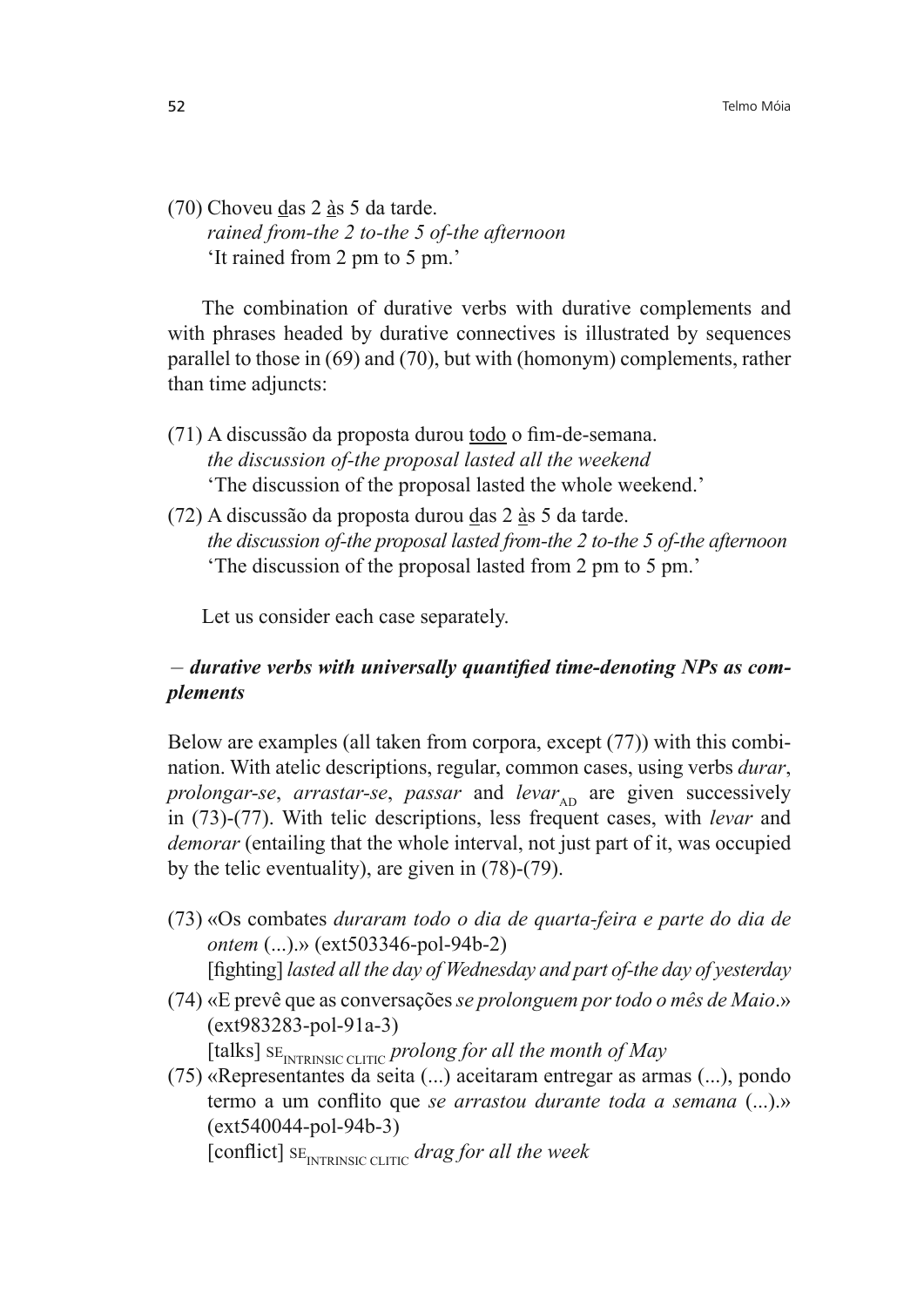(70) Choveu <u>d</u>as 2 <u>à</u>s 5 da tarde.
*rained from-the 2 to-the 5 of-the afternoon*
'It rained from 2 pm to 5 pm.'

The combination of durative verbs with durative complements and with phrases headed by durative connectives is illustrated by sequences parallel to those in (69) and (70), but with (homonym) complements, rather than time adjuncts:

(71) A discussão da proposta durou <u>todo</u> o fim-de-semana.
*the discussion of-the proposal lasted all the weekend*
'The discussion of the proposal lasted the whole weekend.'

(72) A discussão da proposta durou <u>d</u>as 2 <u>à</u>s 5 da tarde.
*the discussion of-the proposal lasted from-the 2 to-the 5 of-the afternoon*
'The discussion of the proposal lasted from 2 pm to 5 pm.'

Let us consider each case separately.

*– **durative verbs with universally quantified time-denoting NPs as complements***

Below are examples (all taken from corpora, except (77)) with this combination. With atelic descriptions, regular, common cases, using verbs *durar*, *prolongar-se*, *arrastar-se*, *passar* and *levar*$_{AD}$ are given successively in (73)-(77). With telic descriptions, less frequent cases, with *levar* and *demorar* (entailing that the whole interval, not just part of it, was occupied by the telic eventuality), are given in (78)-(79).

(73) «Os combates *duraram todo o dia de quarta-feira e parte do dia de ontem* (...).» (ext503346-pol-94b-2)
[fighting] *lasted all the day of Wednesday and part of-the day of yesterday*

(74) «E prevê que as conversações *se prolonguem por todo o mês de Maio*.» (ext983283-pol-91a-3)
[talks] SE$_{INTRINSIC\ CLITIC}$ *prolong for all the month of May*

(75) «Representantes da seita (...) aceitaram entregar as armas (...), pondo termo a um conflito que *se arrastou durante toda a semana* (...).» (ext540044-pol-94b-3)
[conflict] SE$_{INTRINSIC\ CLITIC}$ *drag for all the week*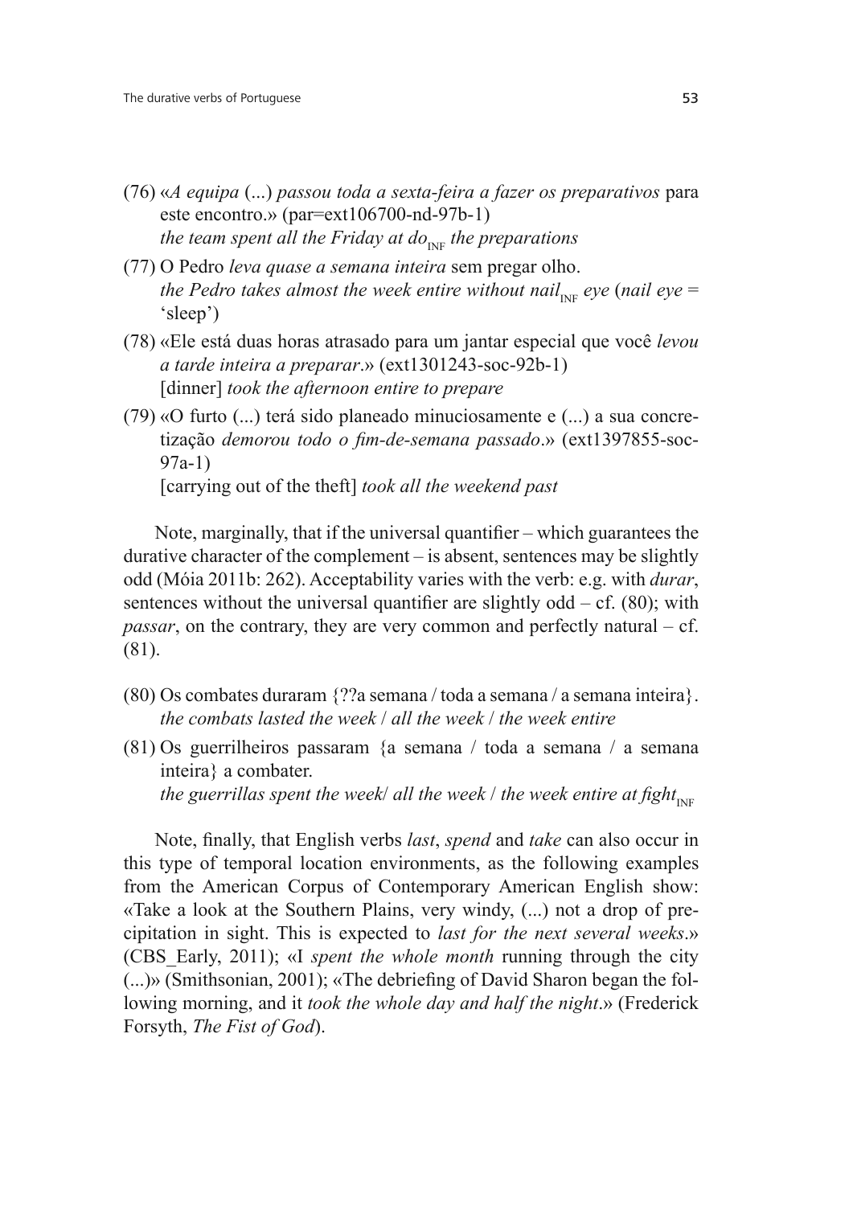(76) «*A equipa* (...) *passou toda a sexta-feira a fazer os preparativos* para este encontro.» (par=ext106700-nd-97b-1)
*the team spent all the Friday at do*$_{\text{INF}}$ *the preparations*

(77) O Pedro *leva quase a semana inteira* sem pregar olho.
*the Pedro takes almost the week entire without nail*$_{\text{INF}}$ *eye* (*nail eye* = 'sleep')

(78) «Ele está duas horas atrasado para um jantar especial que você *levou a tarde inteira a preparar*.» (ext1301243-soc-92b-1)
[dinner] *took the afternoon entire to prepare*

(79) «O furto (...) terá sido planeado minuciosamente e (...) a sua concretização *demorou todo o fim-de-semana passado*.» (ext1397855-soc-97a-1)
[carrying out of the theft] *took all the weekend past*

Note, marginally, that if the universal quantifier – which guarantees the durative character of the complement – is absent, sentences may be slightly odd (Móia 2011b: 262). Acceptability varies with the verb: e.g. with *durar*, sentences without the universal quantifier are slightly odd – cf. (80); with *passar*, on the contrary, they are very common and perfectly natural – cf. (81).

(80) Os combates duraram {??a semana / toda a semana / a semana inteira}.
*the combats lasted the week* / *all the week* / *the week entire*

(81) Os guerrilheiros passaram {a semana / toda a semana / a semana inteira} a combater.
*the guerrillas spent the week*/ *all the week* / *the week entire at fight*$_{\text{INF}}$

Note, finally, that English verbs *last*, *spend* and *take* can also occur in this type of temporal location environments, as the following examples from the American Corpus of Contemporary American English show: «Take a look at the Southern Plains, very windy, (...) not a drop of precipitation in sight. This is expected to *last for the next several weeks*.» (CBS_Early, 2011); «I *spent the whole month* running through the city (...)» (Smithsonian, 2001); «The debriefing of David Sharon began the following morning, and it *took the whole day and half the night*.» (Frederick Forsyth, *The Fist of God*).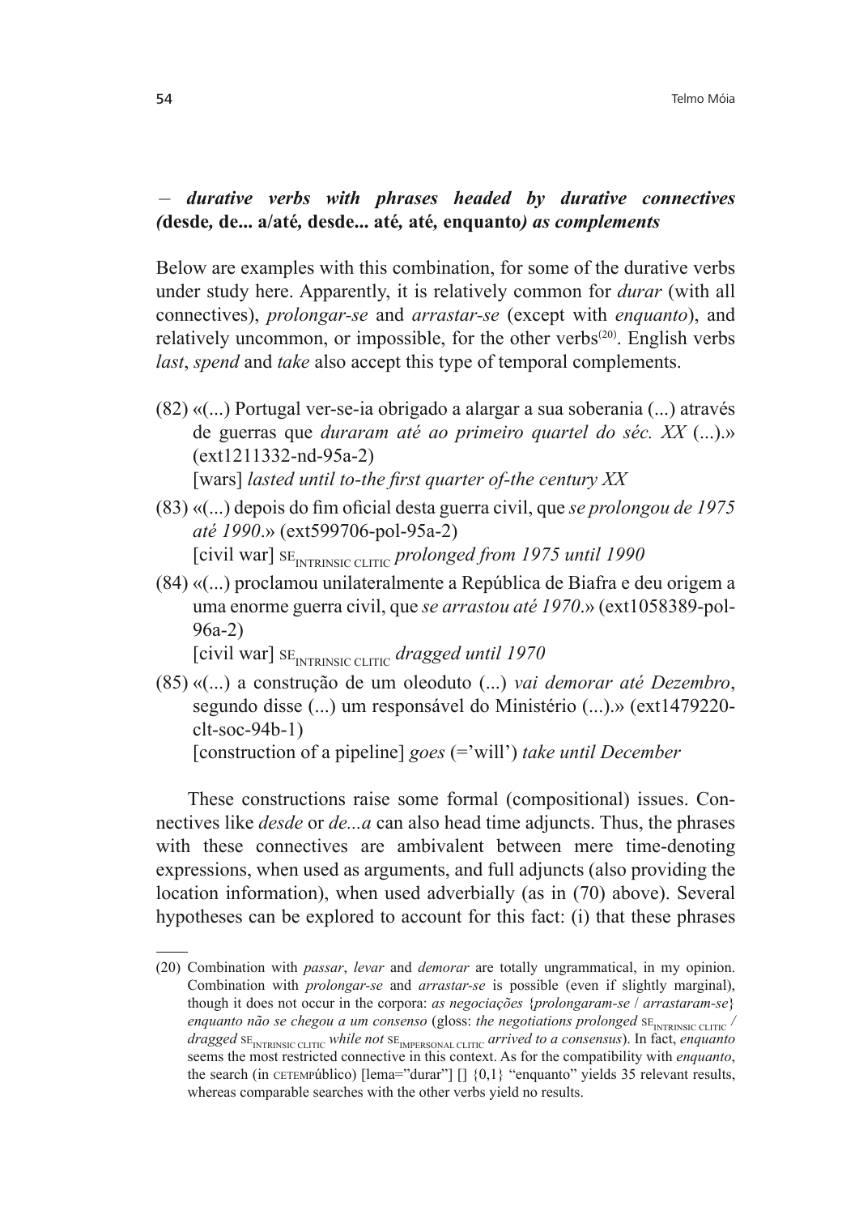– ***durative verbs with phrases headed by durative connectives (*****desde, de... a/até, desde... até, até, enquanto*****) as complements***

Below are examples with this combination, for some of the durative verbs under study here. Apparently, it is relatively common for *durar* (with all connectives), *prolongar-se* and *arrastar-se* (except with *enquanto*), and relatively uncommon, or impossible, for the other verbs[20]. English verbs *last*, *spend* and *take* also accept this type of temporal complements.

(82) «(...) Portugal ver-se-ia obrigado a alargar a sua soberania (...) através de guerras que *duraram até ao primeiro quartel do séc. XX* (...).» (ext1211332-nd-95a-2)
[wars] *lasted until to-the first quarter of-the century XX*

(83) «(...) depois do fim oficial desta guerra civil, que *se prolongou de 1975 até 1990*.» (ext599706-pol-95a-2)
[civil war] $\text{SE}_{\text{INTRINSIC CLITIC}}$ *prolonged from 1975 until 1990*

(84) «(...) proclamou unilateralmente a República de Biafra e deu origem a uma enorme guerra civil, que *se arrastou até 1970*.» (ext1058389-pol-96a-2)
[civil war] $\text{SE}_{\text{INTRINSIC CLITIC}}$ *dragged until 1970*

(85) «(...) a construção de um oleoduto (...) *vai demorar até Dezembro*, segundo disse (...) um responsável do Ministério (...).» (ext1479220-clt-soc-94b-1)
[construction of a pipeline] *goes* (='will') *take until December*

These constructions raise some formal (compositional) issues. Connectives like *desde* or *de...a* can also head time adjuncts. Thus, the phrases with these connectives are ambivalent between mere time-denoting expressions, when used as arguments, and full adjuncts (also providing the location information), when used adverbially (as in (70) above). Several hypotheses can be explored to account for this fact: (i) that these phrases

(20) Combination with *passar*, *levar* and *demorar* are totally ungrammatical, in my opinion. Combination with *prolongar-se* and *arrastar-se* is possible (even if slightly marginal), though it does not occur in the corpora: *as negociações* {*prolongaram-se* / *arrastaram-se*} *enquanto não se chegou a um consenso* (gloss: *the negotiations prolonged* $\text{SE}_{\text{INTRINSIC CLITIC}}$ / *dragged* $\text{SE}_{\text{INTRINSIC CLITIC}}$ *while not* $\text{SE}_{\text{IMPERSONAL CLITIC}}$ *arrived to a consensus*). In fact, *enquanto* seems the most restricted connective in this context. As for the compatibility with *enquanto*, the search (in CETEMPúblico) [lema="durar"] [] {0,1} "enquanto" yields 35 relevant results, whereas comparable searches with the other verbs yield no results.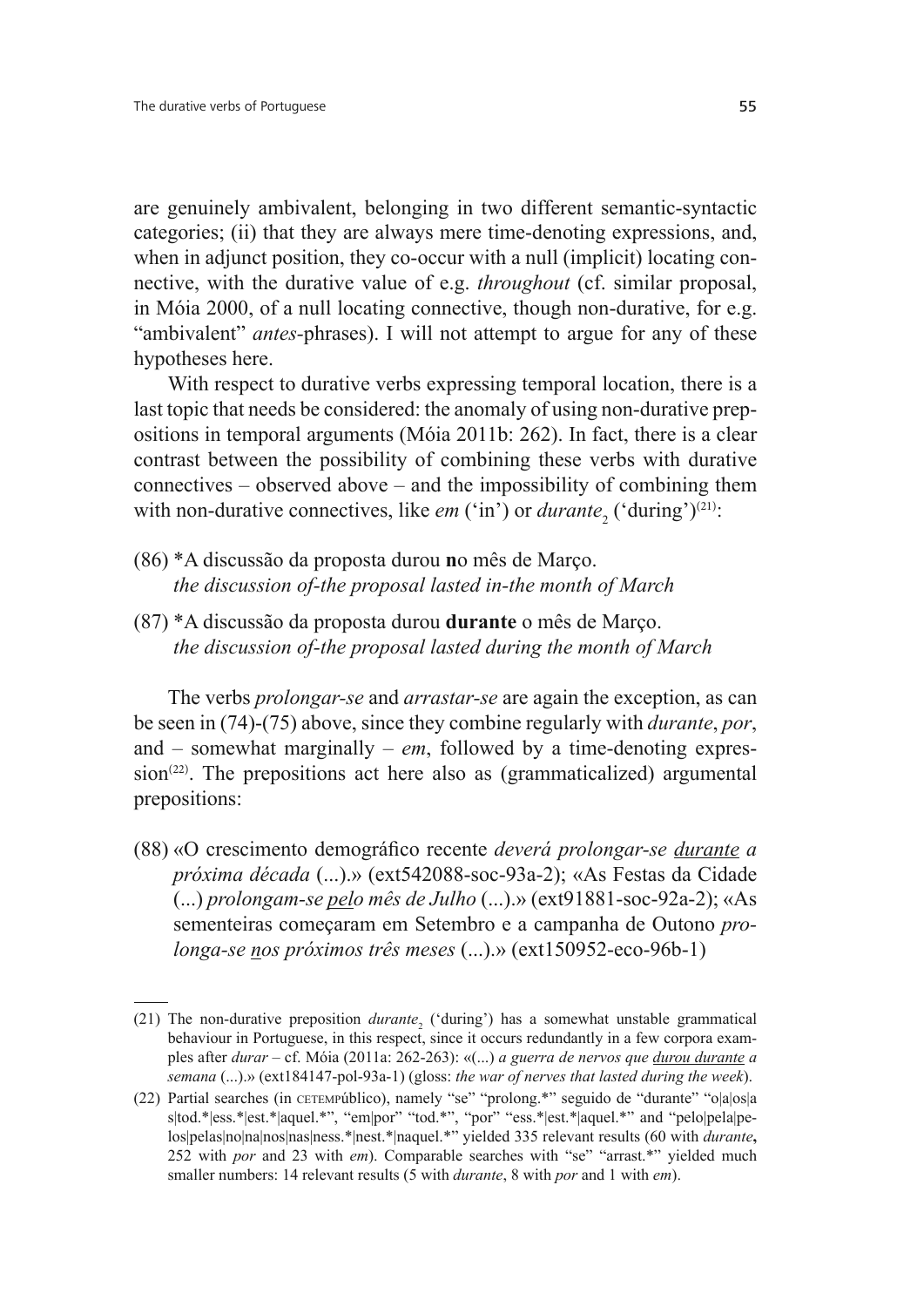are genuinely ambivalent, belonging in two different semantic-syntactic categories; (ii) that they are always mere time-denoting expressions, and, when in adjunct position, they co-occur with a null (implicit) locating connective, with the durative value of e.g. *throughout* (cf. similar proposal, in Móia 2000, of a null locating connective, though non-durative, for e.g. "ambivalent" *antes*-phrases). I will not attempt to argue for any of these hypotheses here.

With respect to durative verbs expressing temporal location, there is a last topic that needs be considered: the anomaly of using non-durative prepositions in temporal arguments (Móia 2011b: 262). In fact, there is a clear contrast between the possibility of combining these verbs with durative connectives – observed above – and the impossibility of combining them with non-durative connectives, like *em* ('in') or *durante*$_2$ ('during')(21):

(86) *A discussão da proposta durou **n**o mês de Março.
*the discussion of-the proposal lasted in-the month of March*

(87) *A discussão da proposta durou **durante** o mês de Março.
*the discussion of-the proposal lasted during the month of March*

The verbs *prolongar-se* and *arrastar-se* are again the exception, as can be seen in (74)-(75) above, since they combine regularly with *durante*, *por*, and – somewhat marginally – *em*, followed by a time-denoting expression(22). The prepositions act here also as (grammaticalized) argumental prepositions:

(88) «O crescimento demográfico recente *deverá prolongar-se durante a próxima década* (...).» (ext542088-soc-93a-2); «As Festas da Cidade (...) *prolongam-se pelo mês de Julho* (...).» (ext91881-soc-92a-2); «As sementeiras começaram em Setembro e a campanha de Outono *prolonga-se nos próximos três meses* (...).» (ext150952-eco-96b-1)

---

(21) The non-durative preposition *durante*$_2$ ('during') has a somewhat unstable grammatical behaviour in Portuguese, in this respect, since it occurs redundantly in a few corpora examples after *durar* – cf. Móia (2011a: 262-263): «(...) *a guerra de nervos que durou durante a semana* (...).» (ext184147-pol-93a-1) (gloss: *the war of nerves that lasted during the week*).

(22) Partial searches (in CETEMPúblico), namely "se" "prolong.*" seguido de "durante" "o|a|os|a s|tod.*|ess.*|est.*|aquel.*", "em|por" "tod.*", "por" "ess.*|est.*|aquel.*" and "pelo|pela|pelos|pelas|no|na|nos|nas|ness.*|nest.*|naquel.*" yielded 335 relevant results (60 with *durante*, 252 with *por* and 23 with *em*). Comparable searches with "se" "arrast.*" yielded much smaller numbers: 14 relevant results (5 with *durante*, 8 with *por* and 1 with *em*).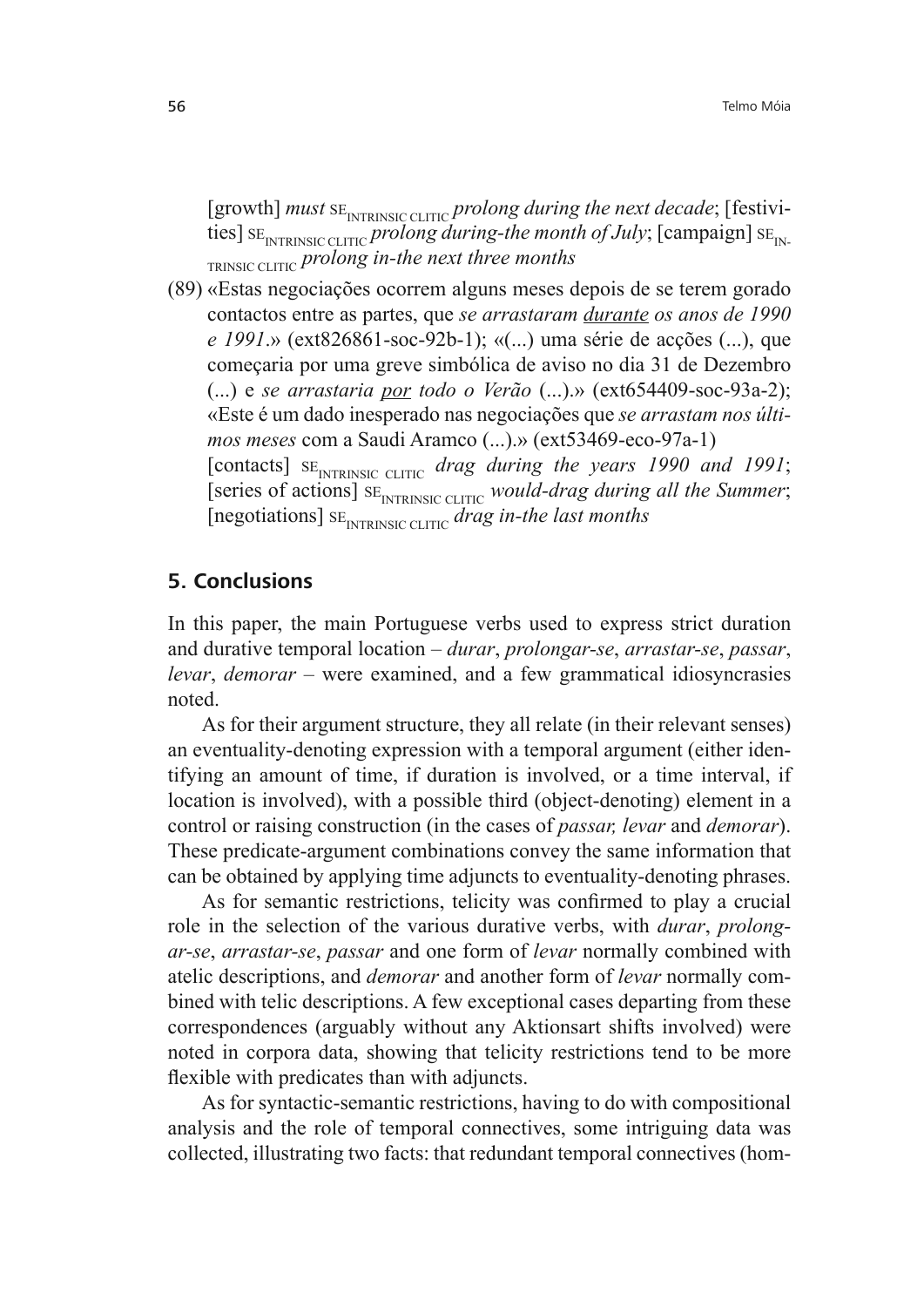[growth] *must* SE$_{\text{INTRINSIC CLITIC}}$ *prolong during the next decade*; [festivities] SE$_{\text{INTRINSIC CLITIC}}$ *prolong during-the month of July*; [campaign] SE$_{\text{INTRINSIC CLITIC}}$ *prolong in-the next three months*

(89) «Estas negociações ocorrem alguns meses depois de se terem gorado contactos entre as partes, que *se arrastaram* <u>*durante*</u> *os anos de 1990 e 1991*.» (ext826861-soc-92b-1); «(...) uma série de acções (...), que começaria por uma greve simbólica de aviso no dia 31 de Dezembro (...) e *se arrastaria* <u>*por*</u> *todo o Verão* (...).» (ext654409-soc-93a-2); «Este é um dado inesperado nas negociações que *se arrastam nos últimos meses* com a Saudi Aramco (...).» (ext53469-eco-97a-1)
[contacts] SE$_{\text{INTRINSIC CLITIC}}$ *drag during the years 1990 and 1991*; [series of actions] SE$_{\text{INTRINSIC CLITIC}}$ *would-drag during all the Summer*; [negotiations] SE$_{\text{INTRINSIC CLITIC}}$ *drag in-the last months*

## 5. Conclusions

In this paper, the main Portuguese verbs used to express strict duration and durative temporal location – *durar*, *prolongar-se*, *arrastar-se*, *passar*, *levar*, *demorar* – were examined, and a few grammatical idiosyncrasies noted.

As for their argument structure, they all relate (in their relevant senses) an eventuality-denoting expression with a temporal argument (either identifying an amount of time, if duration is involved, or a time interval, if location is involved), with a possible third (object-denoting) element in a control or raising construction (in the cases of *passar, levar* and *demorar*). These predicate-argument combinations convey the same information that can be obtained by applying time adjuncts to eventuality-denoting phrases.

As for semantic restrictions, telicity was confirmed to play a crucial role in the selection of the various durative verbs, with *durar*, *prolongar-se*, *arrastar-se*, *passar* and one form of *levar* normally combined with atelic descriptions, and *demorar* and another form of *levar* normally combined with telic descriptions. A few exceptional cases departing from these correspondences (arguably without any Aktionsart shifts involved) were noted in corpora data, showing that telicity restrictions tend to be more flexible with predicates than with adjuncts.

As for syntactic-semantic restrictions, having to do with compositional analysis and the role of temporal connectives, some intriguing data was collected, illustrating two facts: that redundant temporal connectives (hom-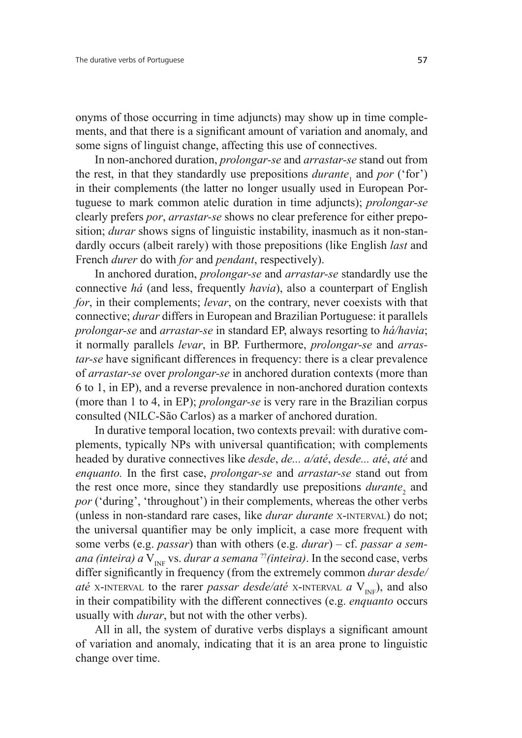onyms of those occurring in time adjuncts) may show up in time complements, and that there is a significant amount of variation and anomaly, and some signs of linguist change, affecting this use of connectives.

In non-anchored duration, *prolongar-se* and *arrastar-se* stand out from the rest, in that they standardly use prepositions *durante*$_1$ and *por* ('for') in their complements (the latter no longer usually used in European Portuguese to mark common atelic duration in time adjuncts); *prolongar-se* clearly prefers *por*, *arrastar-se* shows no clear preference for either preposition; *durar* shows signs of linguistic instability, inasmuch as it non-standardly occurs (albeit rarely) with those prepositions (like English *last* and French *durer* do with *for* and *pendant*, respectively).

In anchored duration, *prolongar-se* and *arrastar-se* standardly use the connective *há* (and less, frequently *havia*), also a counterpart of English *for*, in their complements; *levar*, on the contrary, never coexists with that connective; *durar* differs in European and Brazilian Portuguese: it parallels *prolongar-se* and *arrastar-se* in standard EP, always resorting to *há/havia*; it normally parallels *levar*, in BP. Furthermore, *prolongar-se* and *arrastar-se* have significant differences in frequency: there is a clear prevalence of *arrastar-se* over *prolongar-se* in anchored duration contexts (more than 6 to 1, in EP), and a reverse prevalence in non-anchored duration contexts (more than 1 to 4, in EP); *prolongar-se* is very rare in the Brazilian corpus consulted (NILC-São Carlos) as a marker of anchored duration.

In durative temporal location, two contexts prevail: with durative complements, typically NPs with universal quantification; with complements headed by durative connectives like *desde*, *de... a/até*, *desde... até*, *até* and *enquanto.* In the first case, *prolongar-se* and *arrastar-se* stand out from the rest once more, since they standardly use prepositions *durante*$_2$ and *por* ('during', 'throughout') in their complements, whereas the other verbs (unless in non-standard rare cases, like *durar durante* X-INTERVAL) do not; the universal quantifier may be only implicit, a case more frequent with some verbs (e.g. *passar*) than with others (e.g. *durar*) – cf. *passar a semana (inteira) a* $V_{INF}$ vs. *durar a semana* ??*(inteira)*. In the second case, verbs differ significantly in frequency (from the extremely common *durar desde/até* X-INTERVAL to the rarer *passar desde/até* X-INTERVAL *a* $V_{INF}$), and also in their compatibility with the different connectives (e.g. *enquanto* occurs usually with *durar*, but not with the other verbs).

All in all, the system of durative verbs displays a significant amount of variation and anomaly, indicating that it is an area prone to linguistic change over time.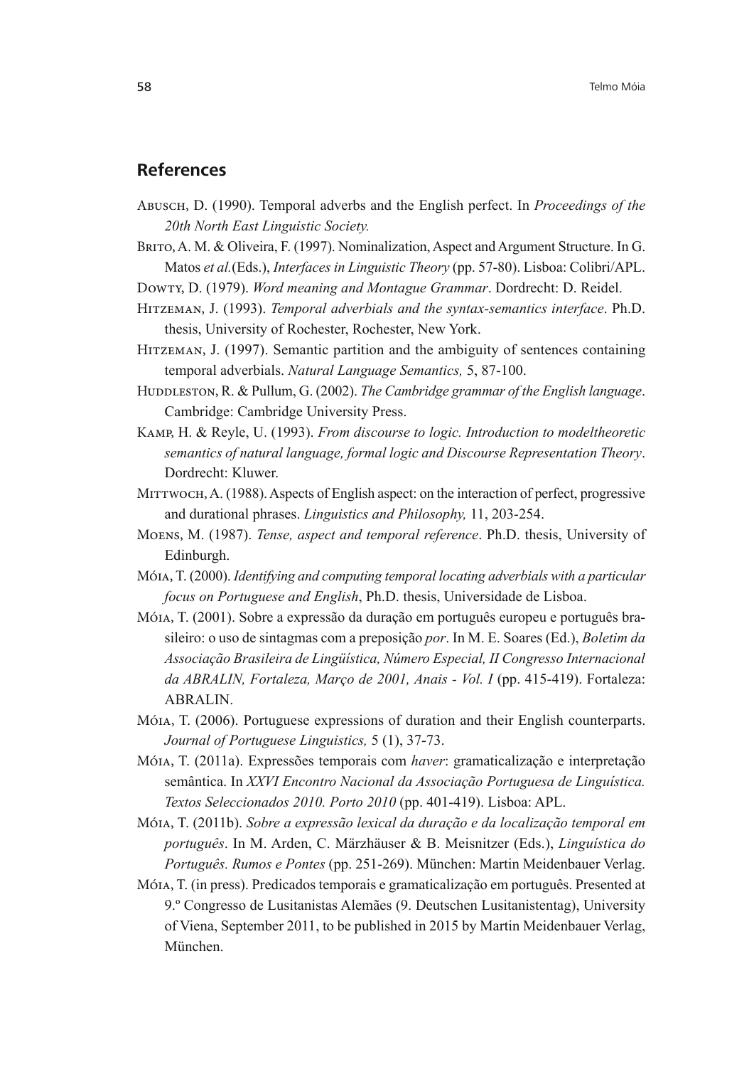## References

Abusch, D. (1990). Temporal adverbs and the English perfect. In *Proceedings of the 20th North East Linguistic Society.*

Brito, A. M. & Oliveira, F. (1997). Nominalization, Aspect and Argument Structure. In G. Matos *et al.*(Eds.), *Interfaces in Linguistic Theory* (pp. 57-80). Lisboa: Colibri/APL.

Dowty, D. (1979). *Word meaning and Montague Grammar*. Dordrecht: D. Reidel.

Hitzeman, J. (1993). *Temporal adverbials and the syntax-semantics interface*. Ph.D. thesis, University of Rochester, Rochester, New York.

Hitzeman, J. (1997). Semantic partition and the ambiguity of sentences containing temporal adverbials. *Natural Language Semantics,* 5, 87-100.

Huddleston, R. & Pullum, G. (2002). *The Cambridge grammar of the English language*. Cambridge: Cambridge University Press.

Kamp, H. & Reyle, U. (1993). *From discourse to logic. Introduction to modeltheoretic semantics of natural language, formal logic and Discourse Representation Theory*. Dordrecht: Kluwer.

Mittwoch, A. (1988). Aspects of English aspect: on the interaction of perfect, progressive and durational phrases. *Linguistics and Philosophy,* 11, 203-254.

Moens, M. (1987). *Tense, aspect and temporal reference*. Ph.D. thesis, University of Edinburgh.

Móia, T. (2000). *Identifying and computing temporal locating adverbials with a particular focus on Portuguese and English*, Ph.D. thesis, Universidade de Lisboa.

Móia, T. (2001). Sobre a expressão da duração em português europeu e português brasileiro: o uso de sintagmas com a preposição *por*. In M. E. Soares (Ed.), *Boletim da Associação Brasileira de Lingüística, Número Especial, II Congresso Internacional da ABRALIN, Fortaleza, Março de 2001, Anais - Vol. I* (pp. 415-419). Fortaleza: ABRALIN.

Móia, T. (2006). Portuguese expressions of duration and their English counterparts. *Journal of Portuguese Linguistics,* 5 (1), 37-73.

Móia, T. (2011a). Expressões temporais com *haver*: gramaticalização e interpretação semântica. In *XXVI Encontro Nacional da Associação Portuguesa de Linguística. Textos Seleccionados 2010. Porto 2010* (pp. 401-419). Lisboa: APL.

Móia, T. (2011b). *Sobre a expressão lexical da duração e da localização temporal em português*. In M. Arden, C. Märzhäuser & B. Meisnitzer (Eds.), *Linguística do Português. Rumos e Pontes* (pp. 251-269). München: Martin Meidenbauer Verlag.

Móia, T. (in press). Predicados temporais e gramaticalização em português. Presented at 9.º Congresso de Lusitanistas Alemães (9. Deutschen Lusitanistentag), University of Viena, September 2011, to be published in 2015 by Martin Meidenbauer Verlag, München.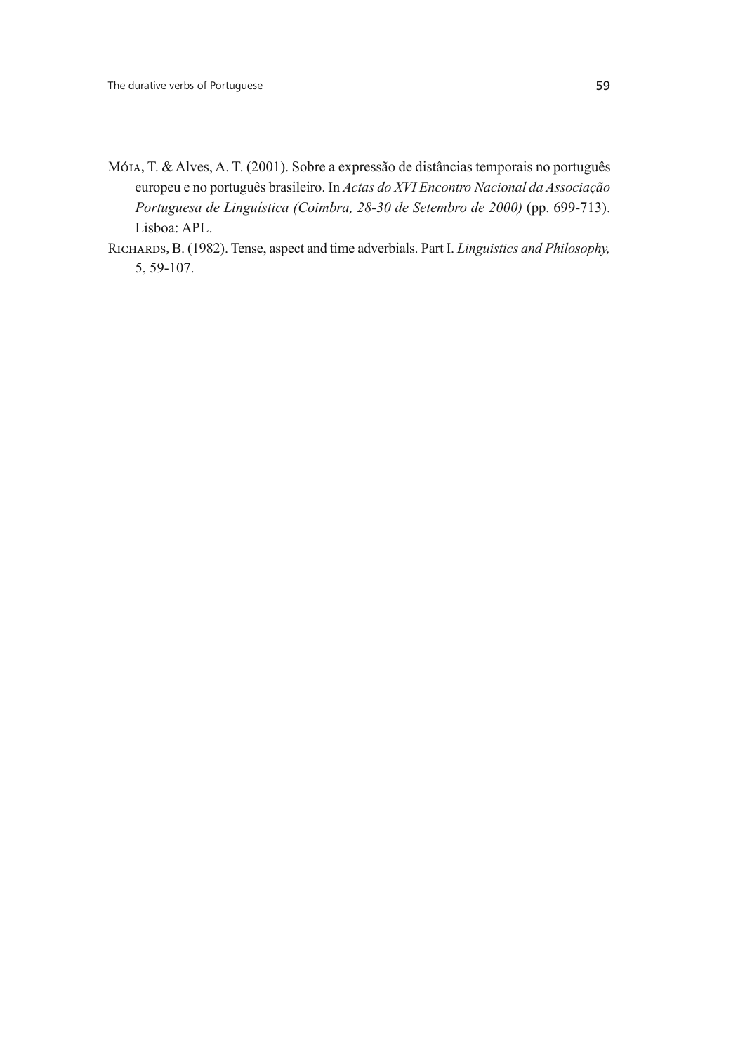Móia, T. & Alves, A. T. (2001). Sobre a expressão de distâncias temporais no português europeu e no português brasileiro. In *Actas do XVI Encontro Nacional da Associação Portuguesa de Linguística (Coimbra, 28-30 de Setembro de 2000)* (pp. 699-713). Lisboa: APL.

Richards, B. (1982). Tense, aspect and time adverbials. Part I. *Linguistics and Philosophy,* 5, 59-107.